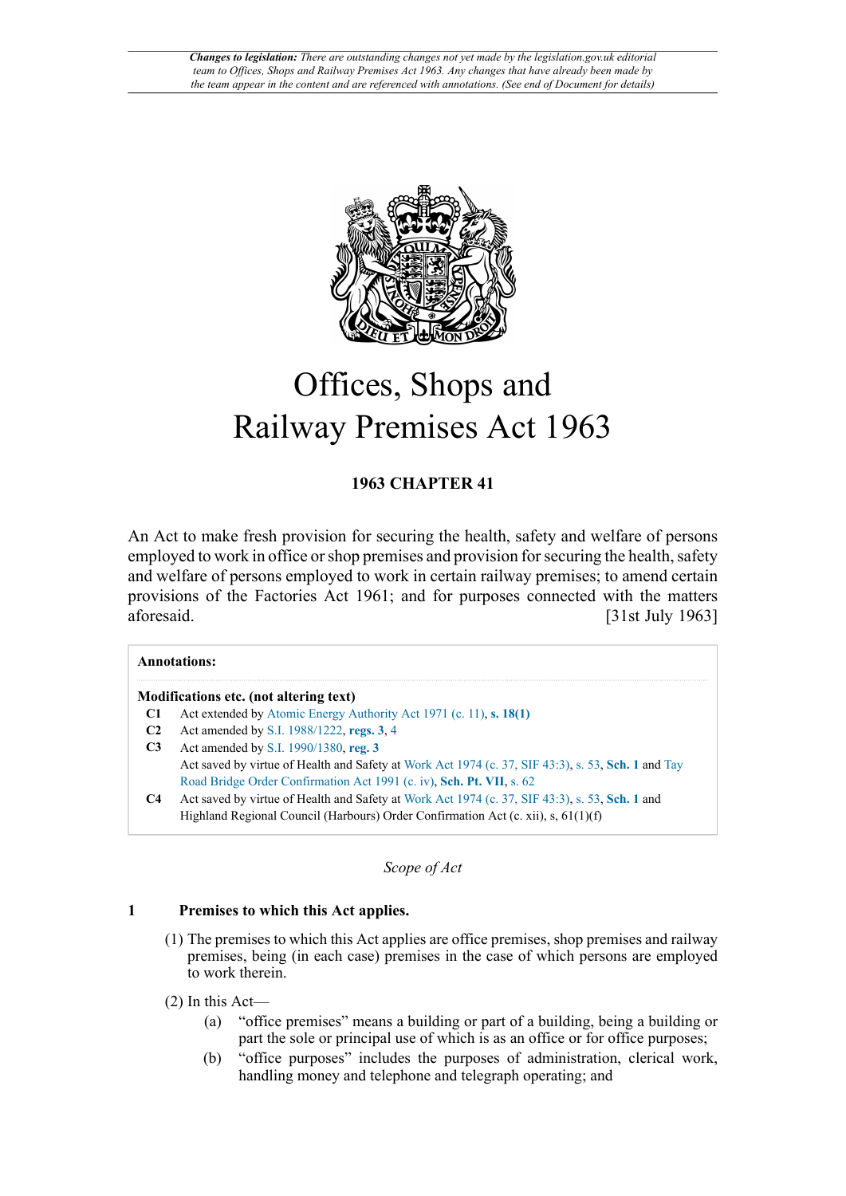*Changes to legislation: There are outstanding changes not yet made by the legislation.gov.uk editorial team to Offices, Shops and Railway Premises Act 1963. Any changes that have already been made by the team appear in the content and are referenced with annotations. (See end of Document for details)*

# Offices, Shops and Railway Premises Act 1963

**1963 CHAPTER 41**

An Act to make fresh provision for securing the health, safety and welfare of persons employed to work in office or shop premises and provision for securing the health, safety and welfare of persons employed to work in certain railway premises; to amend certain provisions of the Factories Act 1961; and for purposes connected with the matters aforesaid. [31st July 1963]

**Annotations:**

**Modifications etc. (not altering text)**

**C1** Act extended by Atomic Energy Authority Act 1971 (c. 11), **s. 18(1)**

**C2** Act amended by S.I. 1988/1222, **regs. 3**, 4

**C3** Act amended by S.I. 1990/1380, **reg. 3**

Act saved by virtue of Health and Safety at Work Act 1974 (c. 37, SIF 43:3), s. 53, **Sch. 1** and Tay Road Bridge Order Confirmation Act 1991 (c. iv), **Sch. Pt. VII**, s. 62

**C4** Act saved by virtue of Health and Safety at Work Act 1974 (c. 37, SIF 43:3), s. 53, **Sch. 1** and Highland Regional Council (Harbours) Order Confirmation Act (c. xii), s, 61(1)(f)

*Scope of Act*

### 1 Premises to which this Act applies.

(1) The premises to which this Act applies are office premises, shop premises and railway premises, being (in each case) premises in the case of which persons are employed to work therein.

(2) In this Act—

(a) "office premises" means a building or part of a building, being a building or part the sole or principal use of which is as an office or for office purposes;

(b) "office purposes" includes the purposes of administration, clerical work, handling money and telephone and telegraph operating; and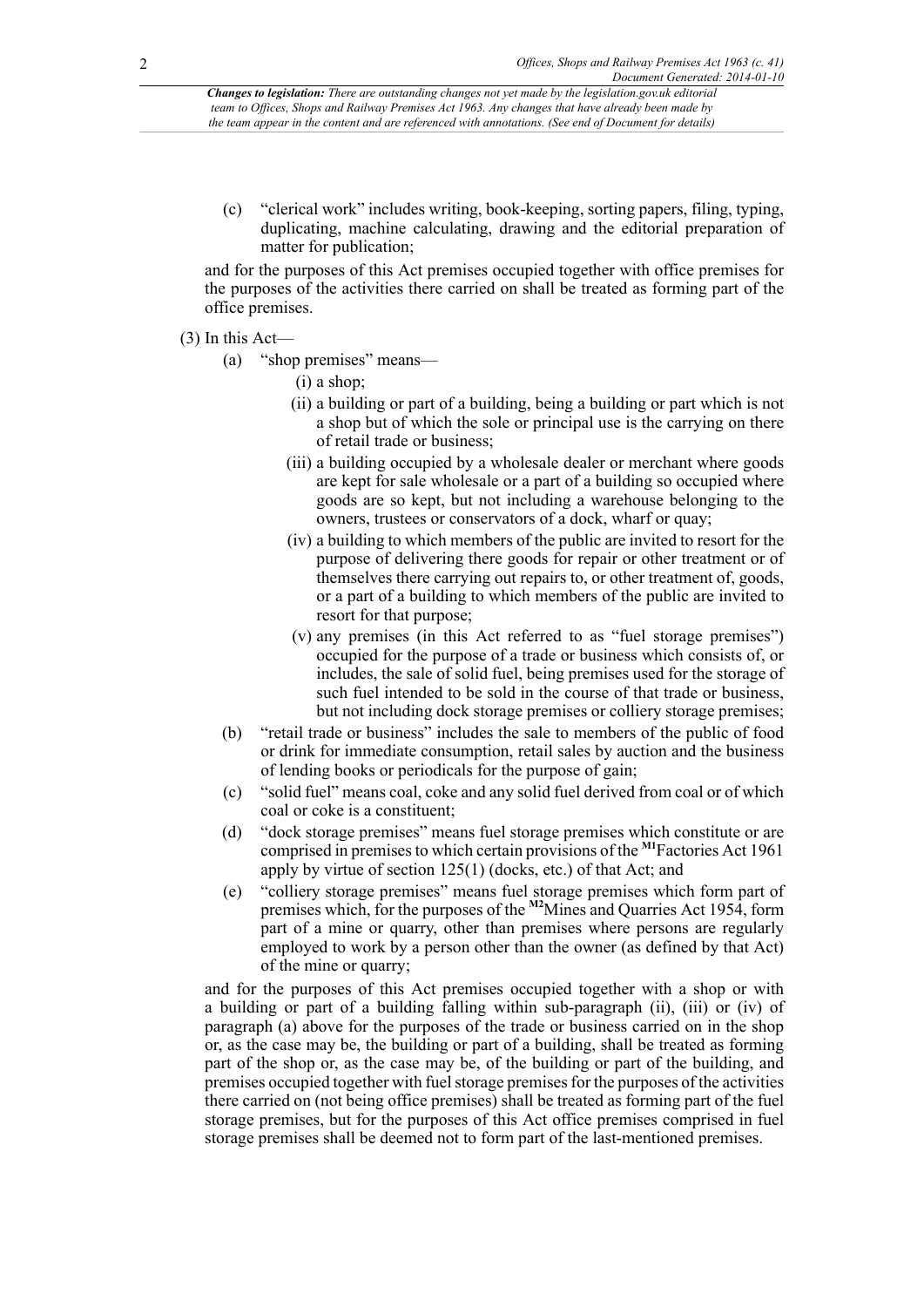(c) "clerical work" includes writing, book-keeping, sorting papers, filing, typing, duplicating, machine calculating, drawing and the editorial preparation of matter for publication;

and for the purposes of this Act premises occupied together with office premises for the purposes of the activities there carried on shall be treated as forming part of the office premises.

(3) In this Act—

(a) "shop premises" means—

(i) a shop;

(ii) a building or part of a building, being a building or part which is not a shop but of which the sole or principal use is the carrying on there of retail trade or business;

(iii) a building occupied by a wholesale dealer or merchant where goods are kept for sale wholesale or a part of a building so occupied where goods are so kept, but not including a warehouse belonging to the owners, trustees or conservators of a dock, wharf or quay;

(iv) a building to which members of the public are invited to resort for the purpose of delivering there goods for repair or other treatment or of themselves there carrying out repairs to, or other treatment of, goods, or a part of a building to which members of the public are invited to resort for that purpose;

(v) any premises (in this Act referred to as "fuel storage premises") occupied for the purpose of a trade or business which consists of, or includes, the sale of solid fuel, being premises used for the storage of such fuel intended to be sold in the course of that trade or business, but not including dock storage premises or colliery storage premises;

(b) "retail trade or business" includes the sale to members of the public of food or drink for immediate consumption, retail sales by auction and the business of lending books or periodicals for the purpose of gain;

(c) "solid fuel" means coal, coke and any solid fuel derived from coal or of which coal or coke is a constituent;

(d) "dock storage premises" means fuel storage premises which constitute or are comprised in premises to which certain provisions of the [M1]Factories Act 1961 apply by virtue of section 125(1) (docks, etc.) of that Act; and

(e) "colliery storage premises" means fuel storage premises which form part of premises which, for the purposes of the [M2]Mines and Quarries Act 1954, form part of a mine or quarry, other than premises where persons are regularly employed to work by a person other than the owner (as defined by that Act) of the mine or quarry;

and for the purposes of this Act premises occupied together with a shop or with a building or part of a building falling within sub-paragraph (ii), (iii) or (iv) of paragraph (a) above for the purposes of the trade or business carried on in the shop or, as the case may be, the building or part of a building, shall be treated as forming part of the shop or, as the case may be, of the building or part of the building, and premises occupied together with fuel storage premises for the purposes of the activities there carried on (not being office premises) shall be treated as forming part of the fuel storage premises, but for the purposes of this Act office premises comprised in fuel storage premises shall be deemed not to form part of the last-mentioned premises.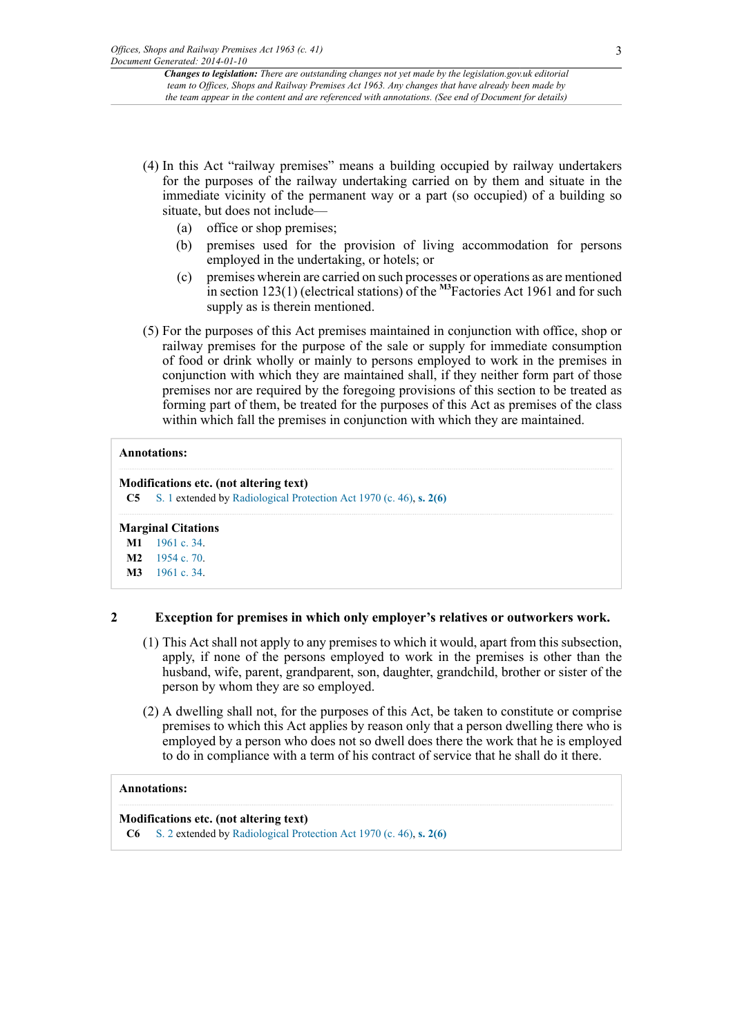(4) In this Act "railway premises" means a building occupied by railway undertakers for the purposes of the railway undertaking carried on by them and situate in the immediate vicinity of the permanent way or a part (so occupied) of a building so situate, but does not include—

(a) office or shop premises;

(b) premises used for the provision of living accommodation for persons employed in the undertaking, or hotels; or

(c) premises wherein are carried on such processes or operations as are mentioned in section 123(1) (electrical stations) of the [M3]Factories Act 1961 and for such supply as is therein mentioned.

(5) For the purposes of this Act premises maintained in conjunction with office, shop or railway premises for the purpose of the sale or supply for immediate consumption of food or drink wholly or mainly to persons employed to work in the premises in conjunction with which they are maintained shall, if they neither form part of those premises nor are required by the foregoing provisions of this section to be treated as forming part of them, be treated for the purposes of this Act as premises of the class within which fall the premises in conjunction with which they are maintained.

**Annotations:**

**Modifications etc. (not altering text)**

**C5** S. 1 extended by Radiological Protection Act 1970 (c. 46), **s. 2(6)**

**Marginal Citations**

**M1** 1961 c. 34.

**M2** 1954 c. 70.

**M3** 1961 c. 34.

## 2 Exception for premises in which only employer's relatives or outworkers work.

(1) This Act shall not apply to any premises to which it would, apart from this subsection, apply, if none of the persons employed to work in the premises is other than the husband, wife, parent, grandparent, son, daughter, grandchild, brother or sister of the person by whom they are so employed.

(2) A dwelling shall not, for the purposes of this Act, be taken to constitute or comprise premises to which this Act applies by reason only that a person dwelling there who is employed by a person who does not so dwell does there the work that he is employed to do in compliance with a term of his contract of service that he shall do it there.

**Annotations:**

**Modifications etc. (not altering text)**

**C6** S. 2 extended by Radiological Protection Act 1970 (c. 46), **s. 2(6)**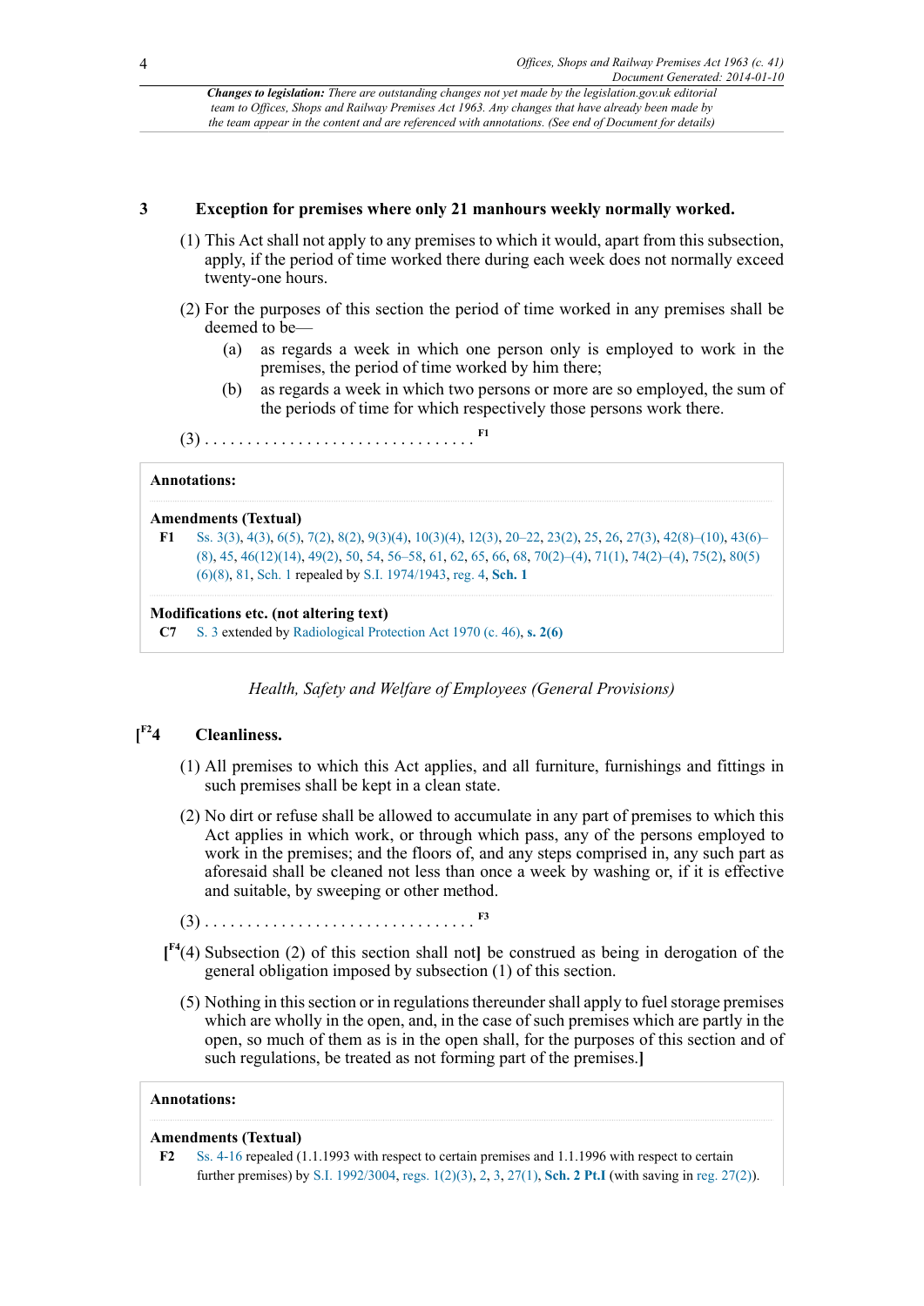*Changes to legislation: There are outstanding changes not yet made by the legislation.gov.uk editorial team to Offices, Shops and Railway Premises Act 1963. Any changes that have already been made by the team appear in the content and are referenced with annotations. (See end of Document for details)*

### 3 Exception for premises where only 21 manhours weekly normally worked.

(1) This Act shall not apply to any premises to which it would, apart from this subsection, apply, if the period of time worked there during each week does not normally exceed twenty-one hours.

(2) For the purposes of this section the period of time worked in any premises shall be deemed to be—

(a) as regards a week in which one person only is employed to work in the premises, the period of time worked by him there;

(b) as regards a week in which two persons or more are so employed, the sum of the periods of time for which respectively those persons work there.

(3) . . . . . . . . . . . . . . . . . . . . . . . . . . . . . . . . [F1]

**Annotations:**

**Amendments (Textual)**

**F1** Ss. 3(3), 4(3), 6(5), 7(2), 8(2), 9(3)(4), 10(3)(4), 12(3), 20–22, 23(2), 25, 26, 27(3), 42(8)–(10), 43(6)–(8), 45, 46(12)(14), 49(2), 50, 54, 56–58, 61, 62, 65, 66, 68, 70(2)–(4), 71(1), 74(2)–(4), 75(2), 80(5)(6)(8), 81, Sch. 1 repealed by S.I. 1974/1943, reg. 4, **Sch. 1**

**Modifications etc. (not altering text)**

**C7** S. 3 extended by Radiological Protection Act 1970 (c. 46), **s. 2(6)**

*Health, Safety and Welfare of Employees (General Provisions)*

### [F2 4 Cleanliness.

(1) All premises to which this Act applies, and all furniture, furnishings and fittings in such premises shall be kept in a clean state.

(2) No dirt or refuse shall be allowed to accumulate in any part of premises to which this Act applies in which work, or through which pass, any of the persons employed to work in the premises; and the floors of, and any steps comprised in, any such part as aforesaid shall be cleaned not less than once a week by washing or, if it is effective and suitable, by sweeping or other method.

(3) . . . . . . . . . . . . . . . . . . . . . . . . . . . . . . . . [F3]

[F4(4) Subsection (2) of this section shall not] be construed as being in derogation of the general obligation imposed by subsection (1) of this section.

(5) Nothing in this section or in regulations thereunder shall apply to fuel storage premises which are wholly in the open, and, in the case of such premises which are partly in the open, so much of them as is in the open shall, for the purposes of this section and of such regulations, be treated as not forming part of the premises.]

**Annotations:**

**Amendments (Textual)**

**F2** Ss. 4-16 repealed (1.1.1993 with respect to certain premises and 1.1.1996 with respect to certain further premises) by S.I. 1992/3004, regs. 1(2)(3), 2, 3, 27(1), **Sch. 2 Pt.I** (with saving in reg. 27(2)).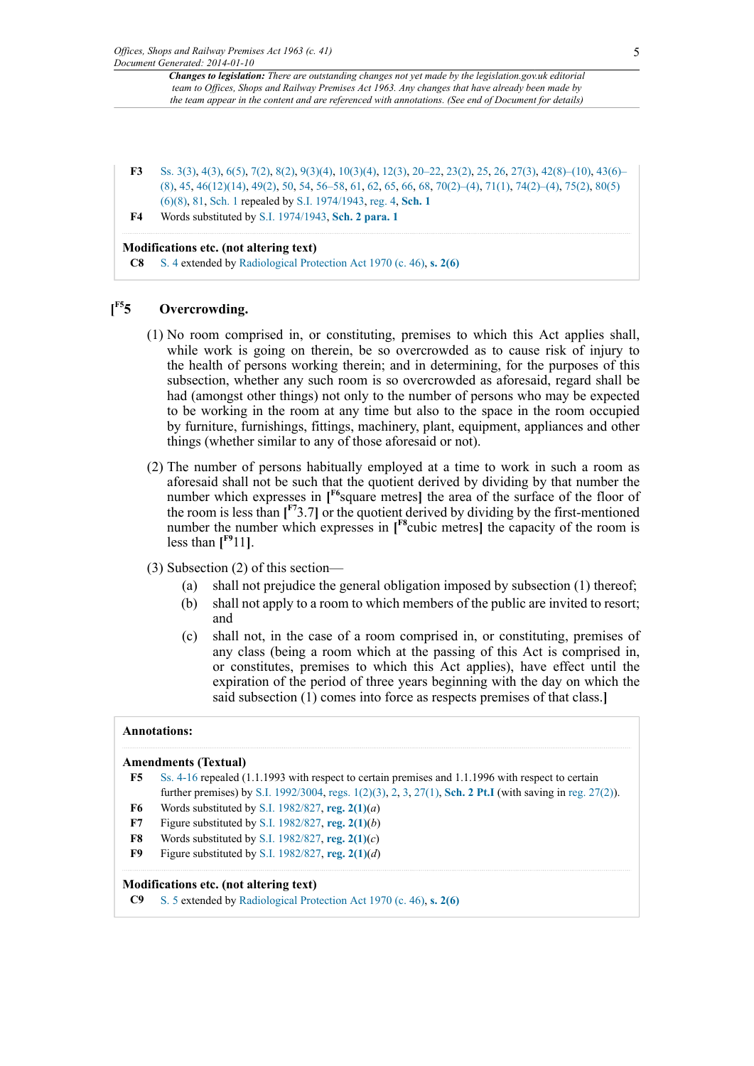*Changes to legislation: There are outstanding changes not yet made by the legislation.gov.uk editorial team to Offices, Shops and Railway Premises Act 1963. Any changes that have already been made by the team appear in the content and are referenced with annotations. (See end of Document for details)*

**F3** Ss. 3(3), 4(3), 6(5), 7(2), 8(2), 9(3)(4), 10(3)(4), 12(3), 20–22, 23(2), 25, 26, 27(3), 42(8)–(10), 43(6)–(8), 45, 46(12)(14), 49(2), 50, 54, 56–58, 61, 62, 65, 66, 68, 70(2)–(4), 71(1), 74(2)–(4), 75(2), 80(5)(6)(8), 81, Sch. 1 repealed by S.I. 1974/1943, reg. 4, **Sch. 1**

**F4** Words substituted by S.I. 1974/1943, **Sch. 2 para. 1**

**Modifications etc. (not altering text)**

**C8** S. 4 extended by Radiological Protection Act 1970 (c. 46), **s. 2(6)**

## [F5 5 Overcrowding.

(1) No room comprised in, or constituting, premises to which this Act applies shall, while work is going on therein, be so overcrowded as to cause risk of injury to the health of persons working therein; and in determining, for the purposes of this subsection, whether any such room is so overcrowded as aforesaid, regard shall be had (amongst other things) not only to the number of persons who may be expected to be working in the room at any time but also to the space in the room occupied by furniture, furnishings, fittings, machinery, plant, equipment, appliances and other things (whether similar to any of those aforesaid or not).

(2) The number of persons habitually employed at a time to work in such a room as aforesaid shall not be such that the quotient derived by dividing by that number the number which expresses in [F6square metres] the area of the surface of the floor of the room is less than [F73.7] or the quotient derived by dividing by the first-mentioned number the number which expresses in [F8cubic metres] the capacity of the room is less than [F911].

(3) Subsection (2) of this section—

(a) shall not prejudice the general obligation imposed by subsection (1) thereof;

(b) shall not apply to a room to which members of the public are invited to resort; and

(c) shall not, in the case of a room comprised in, or constituting, premises of any class (being a room which at the passing of this Act is comprised in, or constitutes, premises to which this Act applies), have effect until the expiration of the period of three years beginning with the day on which the said subsection (1) comes into force as respects premises of that class.]

**Annotations:**

**Amendments (Textual)**

**F5** Ss. 4-16 repealed (1.1.1993 with respect to certain premises and 1.1.1996 with respect to certain further premises) by S.I. 1992/3004, regs. 1(2)(3), 2, 3, 27(1), **Sch. 2 Pt.I** (with saving in reg. 27(2)).

**F6** Words substituted by S.I. 1982/827, **reg. 2(1)**(*a*)

**F7** Figure substituted by S.I. 1982/827, **reg. 2(1)**(*b*)

**F8** Words substituted by S.I. 1982/827, **reg. 2(1)**(*c*)

**F9** Figure substituted by S.I. 1982/827, **reg. 2(1)**(*d*)

**Modifications etc. (not altering text)**

**C9** S. 5 extended by Radiological Protection Act 1970 (c. 46), **s. 2(6)**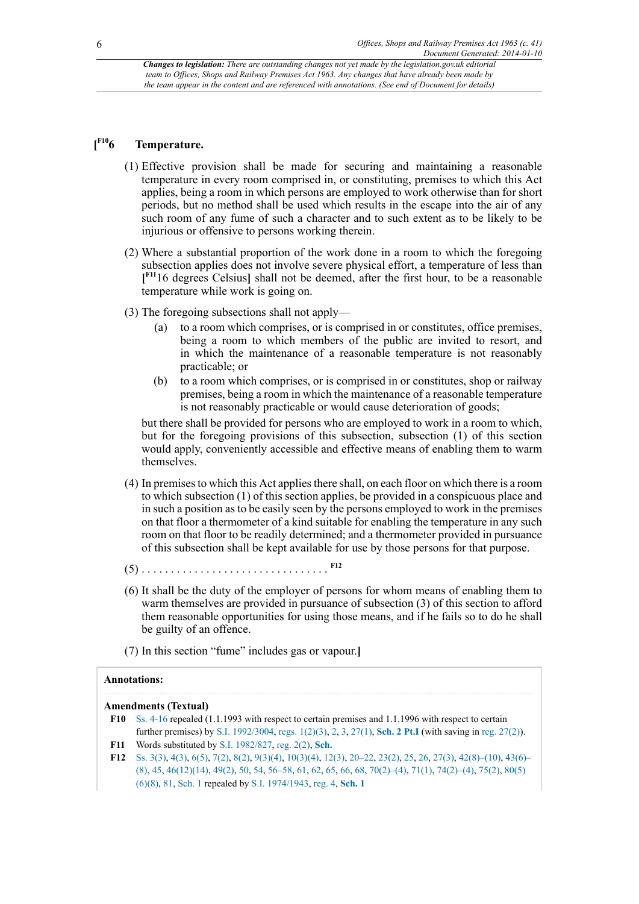*Changes to legislation: There are outstanding changes not yet made by the legislation.gov.uk editorial team to Offices, Shops and Railway Premises Act 1963. Any changes that have already been made by the team appear in the content and are referenced with annotations. (See end of Document for details)*

## [F10 6 Temperature.

(1) Effective provision shall be made for securing and maintaining a reasonable temperature in every room comprised in, or constituting, premises to which this Act applies, being a room in which persons are employed to work otherwise than for short periods, but no method shall be used which results in the escape into the air of any such room of any fume of such a character and to such extent as to be likely to be injurious or offensive to persons working therein.

(2) Where a substantial proportion of the work done in a room to which the foregoing subsection applies does not involve severe physical effort, a temperature of less than [F11 16 degrees Celsius] shall not be deemed, after the first hour, to be a reasonable temperature while work is going on.

(3) The foregoing subsections shall not apply—

(a) to a room which comprises, or is comprised in or constitutes, office premises, being a room to which members of the public are invited to resort, and in which the maintenance of a reasonable temperature is not reasonably practicable; or

(b) to a room which comprises, or is comprised in or constitutes, shop or railway premises, being a room in which the maintenance of a reasonable temperature is not reasonably practicable or would cause deterioration of goods;

but there shall be provided for persons who are employed to work in a room to which, but for the foregoing provisions of this subsection, subsection (1) of this section would apply, conveniently accessible and effective means of enabling them to warm themselves.

(4) In premises to which this Act applies there shall, on each floor on which there is a room to which subsection (1) of this section applies, be provided in a conspicuous place and in such a position as to be easily seen by the persons employed to work in the premises on that floor a thermometer of a kind suitable for enabling the temperature in any such room on that floor to be readily determined; and a thermometer provided in pursuance of this subsection shall be kept available for use by those persons for that purpose.

(5) . . . . . . . . . . . . . . . . . . . . . . . . . . . . . . . F12

(6) It shall be the duty of the employer of persons for whom means of enabling them to warm themselves are provided in pursuance of subsection (3) of this section to afford them reasonable opportunities for using those means, and if he fails so to do he shall be guilty of an offence.

(7) In this section "fume" includes gas or vapour.]

**Annotations:**

**Amendments (Textual)**

**F10** Ss. 4-16 repealed (1.1.1993 with respect to certain premises and 1.1.1996 with respect to certain further premises) by S.I. 1992/3004, regs. 1(2)(3), 2, 3, 27(1), **Sch. 2 Pt.I** (with saving in reg. 27(2)).

**F11** Words substituted by S.I. 1982/827, reg. 2(2), **Sch.**

**F12** Ss. 3(3), 4(3), 6(5), 7(2), 8(2), 9(3)(4), 10(3)(4), 12(3), 20–22, 23(2), 25, 26, 27(3), 42(8)–(10), 43(6)–(8), 45, 46(12)(14), 49(2), 50, 54, 56–58, 61, 62, 65, 66, 68, 70(2)–(4), 71(1), 74(2)–(4), 75(2), 80(5)(6)(8), 81, Sch. 1 repealed by S.I. 1974/1943, reg. 4, **Sch. 1**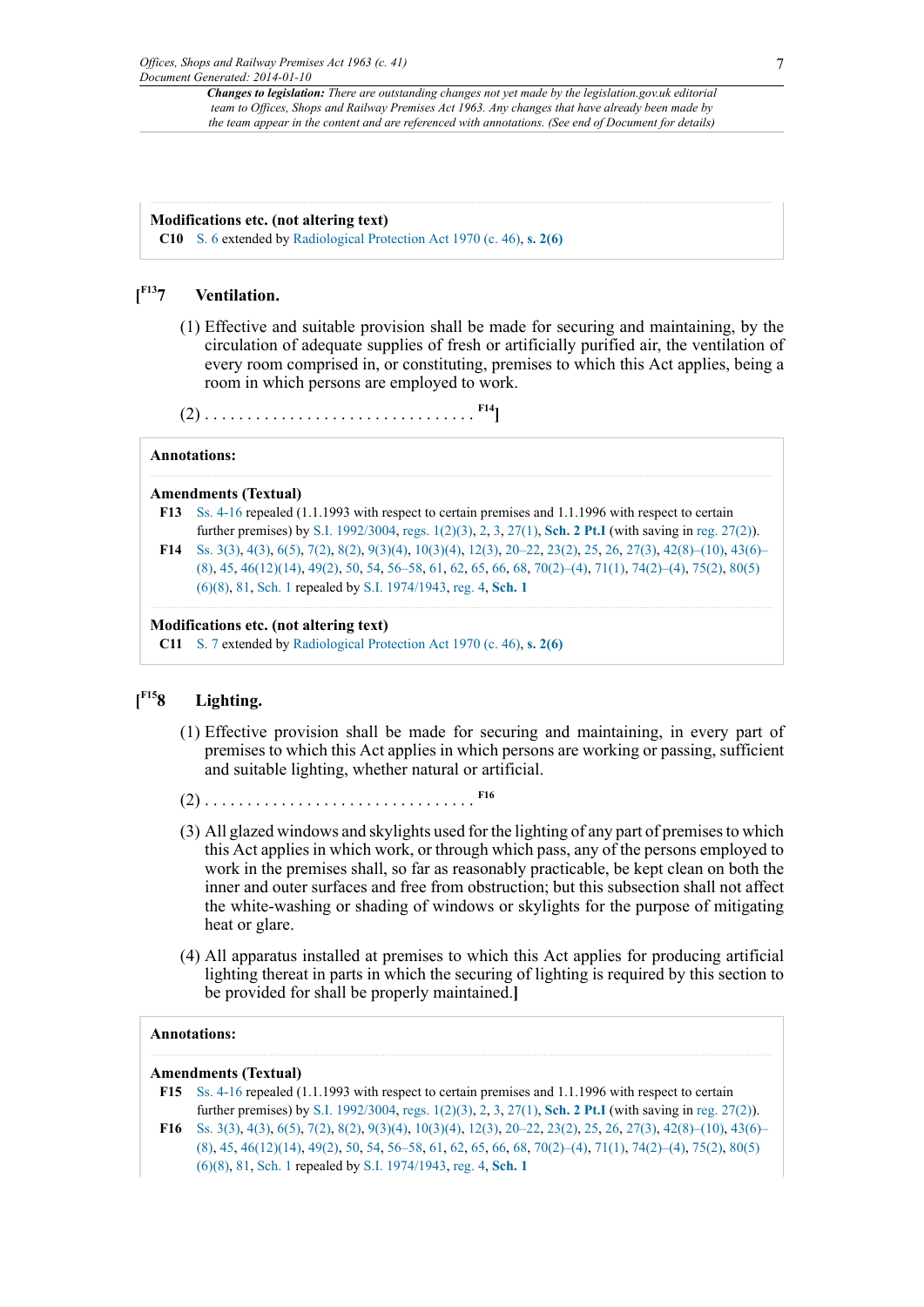**Modifications etc. (not altering text)**

**C10** S. 6 extended by Radiological Protection Act 1970 (c. 46), **s. 2(6)**

## [F13 7 Ventilation.

(1) Effective and suitable provision shall be made for securing and maintaining, by the circulation of adequate supplies of fresh or artificially purified air, the ventilation of every room comprised in, or constituting, premises to which this Act applies, being a room in which persons are employed to work.

(2) . . . . . . . . . . . . . . . . . . . . . . . . . . . . . . . F14]

**Annotations:**

**Amendments (Textual)**

**F13** Ss. 4-16 repealed (1.1.1993 with respect to certain premises and 1.1.1996 with respect to certain further premises) by S.I. 1992/3004, regs. 1(2)(3), 2, 3, 27(1), **Sch. 2 Pt.I** (with saving in reg. 27(2)).

**F14** Ss. 3(3), 4(3), 6(5), 7(2), 8(2), 9(3)(4), 10(3)(4), 12(3), 20–22, 23(2), 25, 26, 27(3), 42(8)–(10), 43(6)–(8), 45, 46(12)(14), 49(2), 50, 54, 56–58, 61, 62, 65, 66, 68, 70(2)–(4), 71(1), 74(2)–(4), 75(2), 80(5)(6)(8), 81, Sch. 1 repealed by S.I. 1974/1943, reg. 4, **Sch. 1**

**Modifications etc. (not altering text)**

**C11** S. 7 extended by Radiological Protection Act 1970 (c. 46), **s. 2(6)**

## [F15 8 Lighting.

(1) Effective provision shall be made for securing and maintaining, in every part of premises to which this Act applies in which persons are working or passing, sufficient and suitable lighting, whether natural or artificial.

(2) . . . . . . . . . . . . . . . . . . . . . . . . . . . . . . . F16

(3) All glazed windows and skylights used for the lighting of any part of premises to which this Act applies in which work, or through which pass, any of the persons employed to work in the premises shall, so far as reasonably practicable, be kept clean on both the inner and outer surfaces and free from obstruction; but this subsection shall not affect the white-washing or shading of windows or skylights for the purpose of mitigating heat or glare.

(4) All apparatus installed at premises to which this Act applies for producing artificial lighting thereat in parts in which the securing of lighting is required by this section to be provided for shall be properly maintained.]

**Annotations:**

**Amendments (Textual)**

**F15** Ss. 4-16 repealed (1.1.1993 with respect to certain premises and 1.1.1996 with respect to certain further premises) by S.I. 1992/3004, regs. 1(2)(3), 2, 3, 27(1), **Sch. 2 Pt.I** (with saving in reg. 27(2)).

**F16** Ss. 3(3), 4(3), 6(5), 7(2), 8(2), 9(3)(4), 10(3)(4), 12(3), 20–22, 23(2), 25, 26, 27(3), 42(8)–(10), 43(6)–(8), 45, 46(12)(14), 49(2), 50, 54, 56–58, 61, 62, 65, 66, 68, 70(2)–(4), 71(1), 74(2)–(4), 75(2), 80(5)(6)(8), 81, Sch. 1 repealed by S.I. 1974/1943, reg. 4, **Sch. 1**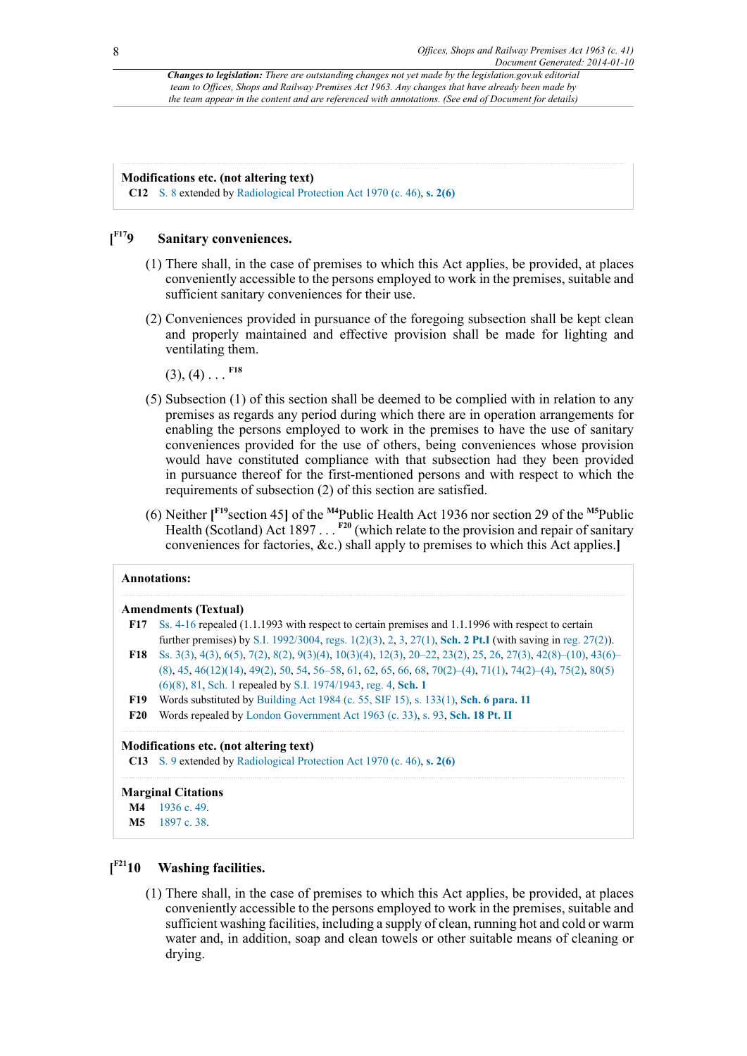*Changes to legislation: There are outstanding changes not yet made by the legislation.gov.uk editorial team to Offices, Shops and Railway Premises Act 1963. Any changes that have already been made by the team appear in the content and are referenced with annotations. (See end of Document for details)*

**Modifications etc. (not altering text)**

**C12** S. 8 extended by Radiological Protection Act 1970 (c. 46), **s. 2(6)**

## [F17 9 Sanitary conveniences.

(1) There shall, in the case of premises to which this Act applies, be provided, at places conveniently accessible to the persons employed to work in the premises, suitable and sufficient sanitary conveniences for their use.

(2) Conveniences provided in pursuance of the foregoing subsection shall be kept clean and properly maintained and effective provision shall be made for lighting and ventilating them.

(3), (4) . . . F18

(5) Subsection (1) of this section shall be deemed to be complied with in relation to any premises as regards any period during which there are in operation arrangements for enabling the persons employed to work in the premises to have the use of sanitary conveniences provided for the use of others, being conveniences whose provision would have constituted compliance with that subsection had they been provided in pursuance thereof for the first-mentioned persons and with respect to which the requirements of subsection (2) of this section are satisfied.

(6) Neither [F19 section 45] of the M4 Public Health Act 1936 nor section 29 of the M5 Public Health (Scotland) Act 1897 . . . F20 (which relate to the provision and repair of sanitary conveniences for factories, &c.) shall apply to premises to which this Act applies.]

**Annotations:**

**Amendments (Textual)**

**F17** Ss. 4-16 repealed (1.1.1993 with respect to certain premises and 1.1.1996 with respect to certain further premises) by S.I. 1992/3004, regs. 1(2)(3), 2, 3, 27(1), **Sch. 2 Pt.I** (with saving in reg. 27(2)).

**F18** Ss. 3(3), 4(3), 6(5), 7(2), 8(2), 9(3)(4), 10(3)(4), 12(3), 20–22, 23(2), 25, 26, 27(3), 42(8)–(10), 43(6)–(8), 45, 46(12)(14), 49(2), 50, 54, 56–58, 61, 62, 65, 66, 68, 70(2)–(4), 71(1), 74(2)–(4), 75(2), 80(5)(6)(8), 81, Sch. 1 repealed by S.I. 1974/1943, reg. 4, **Sch. 1**

**F19** Words substituted by Building Act 1984 (c. 55, SIF 15), s. 133(1), **Sch. 6 para. 11**

**F20** Words repealed by London Government Act 1963 (c. 33), s. 93, **Sch. 18 Pt. II**

**Modifications etc. (not altering text)**

**C13** S. 9 extended by Radiological Protection Act 1970 (c. 46), **s. 2(6)**

**Marginal Citations**

**M4** 1936 c. 49.

**M5** 1897 c. 38.

## [F21 10 Washing facilities.

(1) There shall, in the case of premises to which this Act applies, be provided, at places conveniently accessible to the persons employed to work in the premises, suitable and sufficient washing facilities, including a supply of clean, running hot and cold or warm water and, in addition, soap and clean towels or other suitable means of cleaning or drying.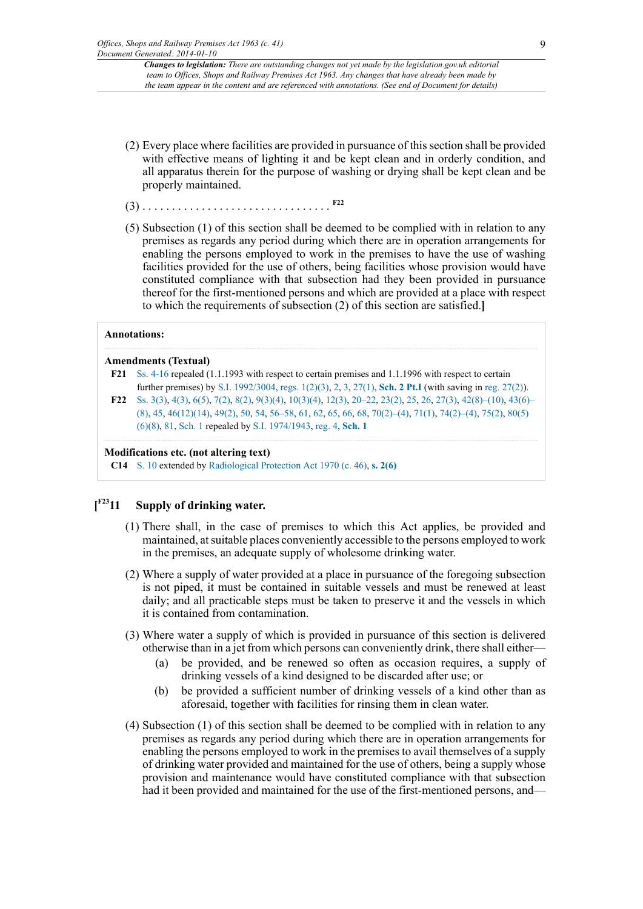(2) Every place where facilities are provided in pursuance of this section shall be provided with effective means of lighting it and be kept clean and in orderly condition, and all apparatus therein for the purpose of washing or drying shall be kept clean and be properly maintained.

(3) . . . . . . . . . . . . . . . . . . . . . . . . . . . . . . . . [F22]

(5) Subsection (1) of this section shall be deemed to be complied with in relation to any premises as regards any period during which there are in operation arrangements for enabling the persons employed to work in the premises to have the use of washing facilities provided for the use of others, being facilities whose provision would have constituted compliance with that subsection had they been provided in pursuance thereof for the first-mentioned persons and which are provided at a place with respect to which the requirements of subsection (2) of this section are satisfied.**]**

**Annotations:**

**Amendments (Textual)**

**F21** Ss. 4-16 repealed (1.1.1993 with respect to certain premises and 1.1.1996 with respect to certain further premises) by S.I. 1992/3004, regs. 1(2)(3), 2, 3, 27(1), **Sch. 2 Pt.I** (with saving in reg. 27(2)).

**F22** Ss. 3(3), 4(3), 6(5), 7(2), 8(2), 9(3)(4), 10(3)(4), 12(3), 20–22, 23(2), 25, 26, 27(3), 42(8)–(10), 43(6)–(8), 45, 46(12)(14), 49(2), 50, 54, 56–58, 61, 62, 65, 66, 68, 70(2)–(4), 71(1), 74(2)–(4), 75(2), 80(5)(6)(8), 81, Sch. 1 repealed by S.I. 1974/1943, reg. 4, **Sch. 1**

**Modifications etc. (not altering text)**

**C14** S. 10 extended by Radiological Protection Act 1970 (c. 46), **s. 2(6)**

## [F23 11 Supply of drinking water.

(1) There shall, in the case of premises to which this Act applies, be provided and maintained, at suitable places conveniently accessible to the persons employed to work in the premises, an adequate supply of wholesome drinking water.

(2) Where a supply of water provided at a place in pursuance of the foregoing subsection is not piped, it must be contained in suitable vessels and must be renewed at least daily; and all practicable steps must be taken to preserve it and the vessels in which it is contained from contamination.

(3) Where water a supply of which is provided in pursuance of this section is delivered otherwise than in a jet from which persons can conveniently drink, there shall either—

(a) be provided, and be renewed so often as occasion requires, a supply of drinking vessels of a kind designed to be discarded after use; or

(b) be provided a sufficient number of drinking vessels of a kind other than as aforesaid, together with facilities for rinsing them in clean water.

(4) Subsection (1) of this section shall be deemed to be complied with in relation to any premises as regards any period during which there are in operation arrangements for enabling the persons employed to work in the premises to avail themselves of a supply of drinking water provided and maintained for the use of others, being a supply whose provision and maintenance would have constituted compliance with that subsection had it been provided and maintained for the use of the first-mentioned persons, and—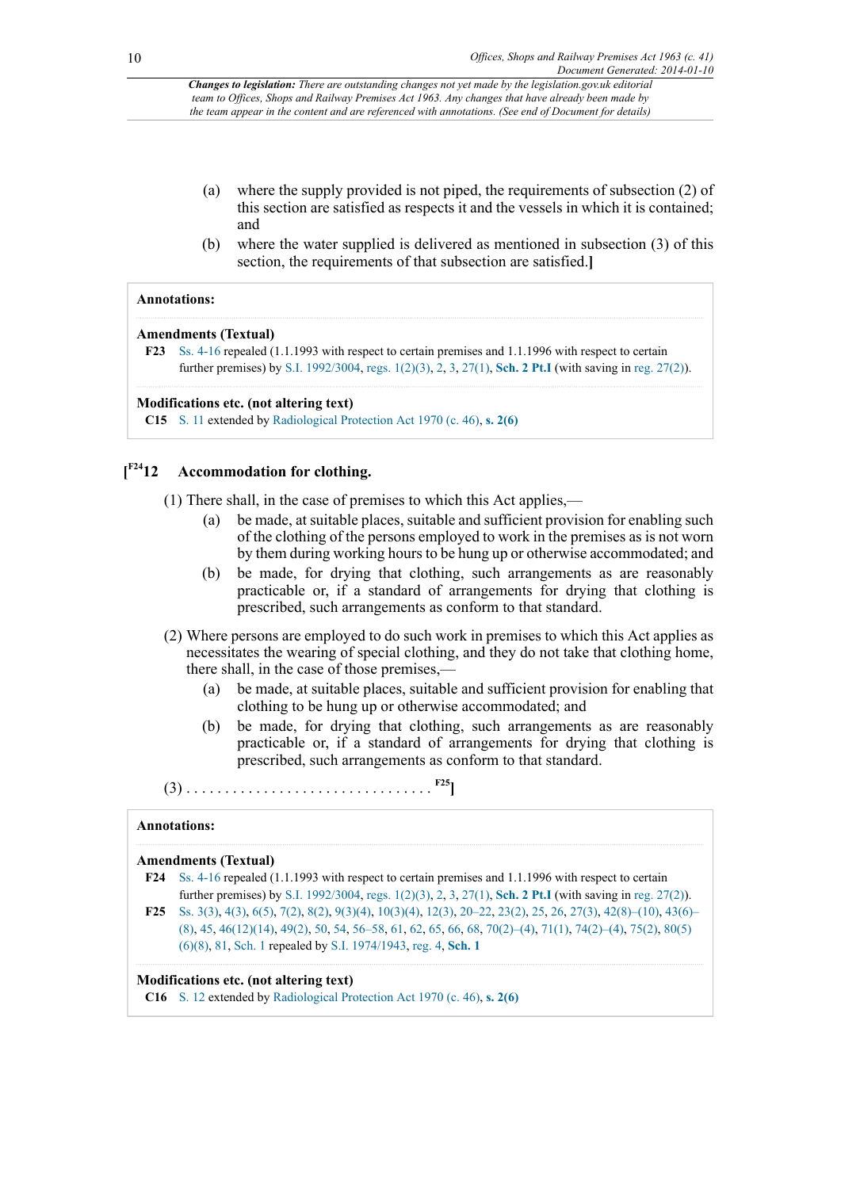*Changes to legislation: There are outstanding changes not yet made by the legislation.gov.uk editorial team to Offices, Shops and Railway Premises Act 1963. Any changes that have already been made by the team appear in the content and are referenced with annotations. (See end of Document for details)*

(a) where the supply provided is not piped, the requirements of subsection (2) of this section are satisfied as respects it and the vessels in which it is contained; and

(b) where the water supplied is delivered as mentioned in subsection (3) of this section, the requirements of that subsection are satisfied.]

**Annotations:**

**Amendments (Textual)**

**F23** Ss. 4-16 repealed (1.1.1993 with respect to certain premises and 1.1.1996 with respect to certain further premises) by S.I. 1992/3004, regs. 1(2)(3), 2, 3, 27(1), **Sch. 2 Pt.I** (with saving in reg. 27(2)).

**Modifications etc. (not altering text)**

**C15** S. 11 extended by Radiological Protection Act 1970 (c. 46), **s. 2(6)**

## [F24 12 Accommodation for clothing.

(1) There shall, in the case of premises to which this Act applies,—

(a) be made, at suitable places, suitable and sufficient provision for enabling such of the clothing of the persons employed to work in the premises as is not worn by them during working hours to be hung up or otherwise accommodated; and

(b) be made, for drying that clothing, such arrangements as are reasonably practicable or, if a standard of arrangements for drying that clothing is prescribed, such arrangements as conform to that standard.

(2) Where persons are employed to do such work in premises to which this Act applies as necessitates the wearing of special clothing, and they do not take that clothing home, there shall, in the case of those premises,—

(a) be made, at suitable places, suitable and sufficient provision for enabling that clothing to be hung up or otherwise accommodated; and

(b) be made, for drying that clothing, such arrangements as are reasonably practicable or, if a standard of arrangements for drying that clothing is prescribed, such arrangements as conform to that standard.

(3) . . . . . . . . . . . . . . . . . . . . . . . . . . . . . . . . F25]

**Annotations:**

**Amendments (Textual)**

**F24** Ss. 4-16 repealed (1.1.1993 with respect to certain premises and 1.1.1996 with respect to certain further premises) by S.I. 1992/3004, regs. 1(2)(3), 2, 3, 27(1), **Sch. 2 Pt.I** (with saving in reg. 27(2)).

**F25** Ss. 3(3), 4(3), 6(5), 7(2), 8(2), 9(3)(4), 10(3)(4), 12(3), 20–22, 23(2), 25, 26, 27(3), 42(8)–(10), 43(6)–(8), 45, 46(12)(14), 49(2), 50, 54, 56–58, 61, 62, 65, 66, 68, 70(2)–(4), 71(1), 74(2)–(4), 75(2), 80(5)(6)(8), 81, Sch. 1 repealed by S.I. 1974/1943, reg. 4, **Sch. 1**

**Modifications etc. (not altering text)**

**C16** S. 12 extended by Radiological Protection Act 1970 (c. 46), **s. 2(6)**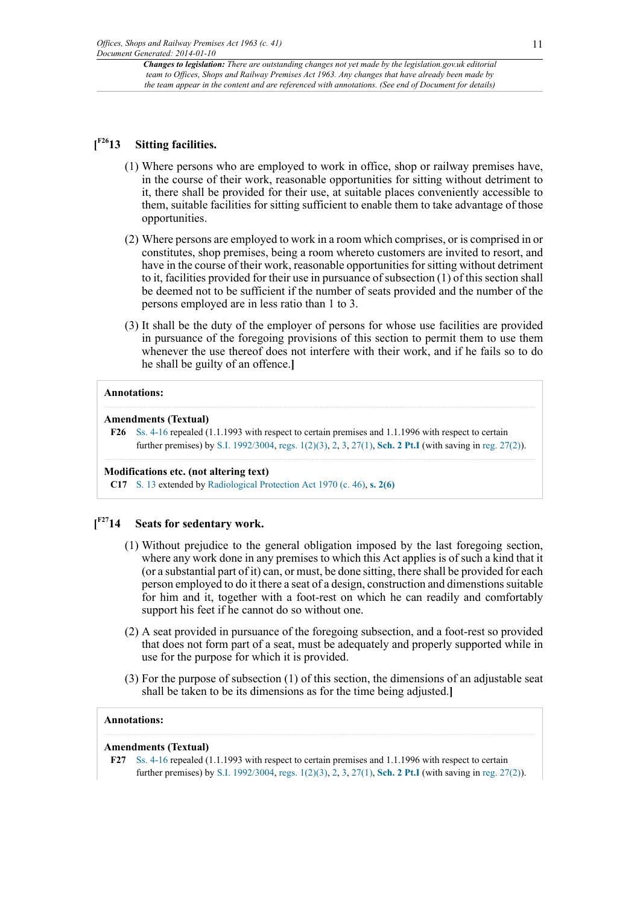## [F26 13 Sitting facilities.

(1) Where persons who are employed to work in office, shop or railway premises have, in the course of their work, reasonable opportunities for sitting without detriment to it, there shall be provided for their use, at suitable places conveniently accessible to them, suitable facilities for sitting sufficient to enable them to take advantage of those opportunities.

(2) Where persons are employed to work in a room which comprises, or is comprised in or constitutes, shop premises, being a room whereto customers are invited to resort, and have in the course of their work, reasonable opportunities for sitting without detriment to it, facilities provided for their use in pursuance of subsection (1) of this section shall be deemed not to be sufficient if the number of seats provided and the number of the persons employed are in less ratio than 1 to 3.

(3) It shall be the duty of the employer of persons for whose use facilities are provided in pursuance of the foregoing provisions of this section to permit them to use them whenever the use thereof does not interfere with their work, and if he fails so to do he shall be guilty of an offence.]

**Annotations:**

**Amendments (Textual)**

**F26** Ss. 4-16 repealed (1.1.1993 with respect to certain premises and 1.1.1996 with respect to certain further premises) by S.I. 1992/3004, regs. 1(2)(3), 2, 3, 27(1), **Sch. 2 Pt.I** (with saving in reg. 27(2)).

**Modifications etc. (not altering text)**

**C17** S. 13 extended by Radiological Protection Act 1970 (c. 46), **s. 2(6)**

## [F27 14 Seats for sedentary work.

(1) Without prejudice to the general obligation imposed by the last foregoing section, where any work done in any premises to which this Act applies is of such a kind that it (or a substantial part of it) can, or must, be done sitting, there shall be provided for each person employed to do it there a seat of a design, construction and dimensions suitable for him and it, together with a foot-rest on which he can readily and comfortably support his feet if he cannot do so without one.

(2) A seat provided in pursuance of the foregoing subsection, and a foot-rest so provided that does not form part of a seat, must be adequately and properly supported while in use for the purpose for which it is provided.

(3) For the purpose of subsection (1) of this section, the dimensions of an adjustable seat shall be taken to be its dimensions as for the time being adjusted.]

**Annotations:**

**Amendments (Textual)**

**F27** Ss. 4-16 repealed (1.1.1993 with respect to certain premises and 1.1.1996 with respect to certain further premises) by S.I. 1992/3004, regs. 1(2)(3), 2, 3, 27(1), **Sch. 2 Pt.I** (with saving in reg. 27(2)).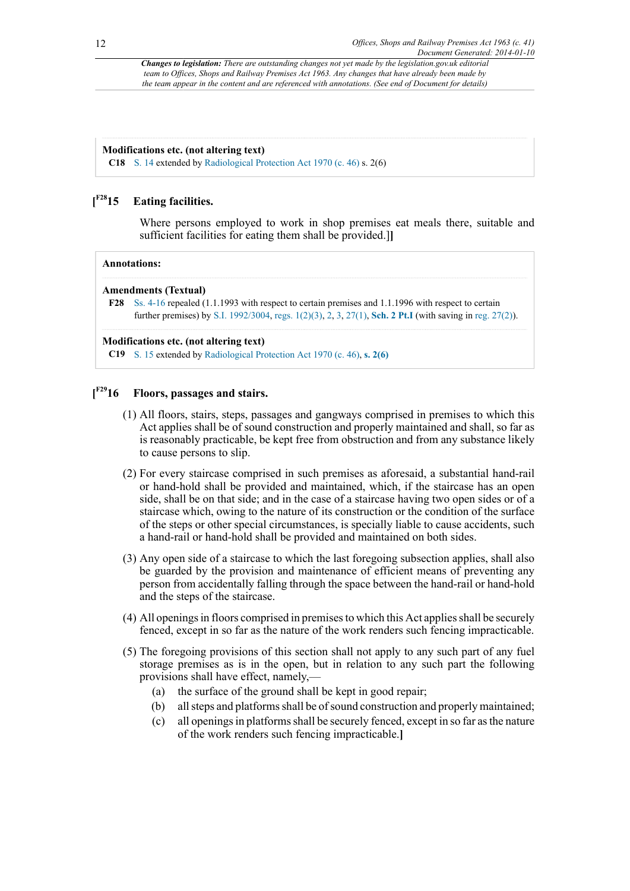*Changes to legislation: There are outstanding changes not yet made by the legislation.gov.uk editorial team to Offices, Shops and Railway Premises Act 1963. Any changes that have already been made by the team appear in the content and are referenced with annotations. (See end of Document for details)*

**Modifications etc. (not altering text)**

**C18** S. 14 extended by Radiological Protection Act 1970 (c. 46) s. 2(6)

## [F28 15 Eating facilities.

Where persons employed to work in shop premises eat meals there, suitable and sufficient facilities for eating them shall be provided.]]

**Annotations:**

**Amendments (Textual)**

**F28** Ss. 4-16 repealed (1.1.1993 with respect to certain premises and 1.1.1996 with respect to certain further premises) by S.I. 1992/3004, regs. 1(2)(3), 2, 3, 27(1), **Sch. 2 Pt.I** (with saving in reg. 27(2)).

**Modifications etc. (not altering text)**

**C19** S. 15 extended by Radiological Protection Act 1970 (c. 46), **s. 2(6)**

## [F29 16 Floors, passages and stairs.

(1) All floors, stairs, steps, passages and gangways comprised in premises to which this Act applies shall be of sound construction and properly maintained and shall, so far as is reasonably practicable, be kept free from obstruction and from any substance likely to cause persons to slip.

(2) For every staircase comprised in such premises as aforesaid, a substantial hand-rail or hand-hold shall be provided and maintained, which, if the staircase has an open side, shall be on that side; and in the case of a staircase having two open sides or of a staircase which, owing to the nature of its construction or the condition of the surface of the steps or other special circumstances, is specially liable to cause accidents, such a hand-rail or hand-hold shall be provided and maintained on both sides.

(3) Any open side of a staircase to which the last foregoing subsection applies, shall also be guarded by the provision and maintenance of efficient means of preventing any person from accidentally falling through the space between the hand-rail or hand-hold and the steps of the staircase.

(4) All openings in floors comprised in premises to which this Act applies shall be securely fenced, except in so far as the nature of the work renders such fencing impracticable.

(5) The foregoing provisions of this section shall not apply to any such part of any fuel storage premises as is in the open, but in relation to any such part the following provisions shall have effect, namely,—

- (a) the surface of the ground shall be kept in good repair;
- (b) all steps and platforms shall be of sound construction and properly maintained;
- (c) all openings in platforms shall be securely fenced, except in so far as the nature of the work renders such fencing impracticable.]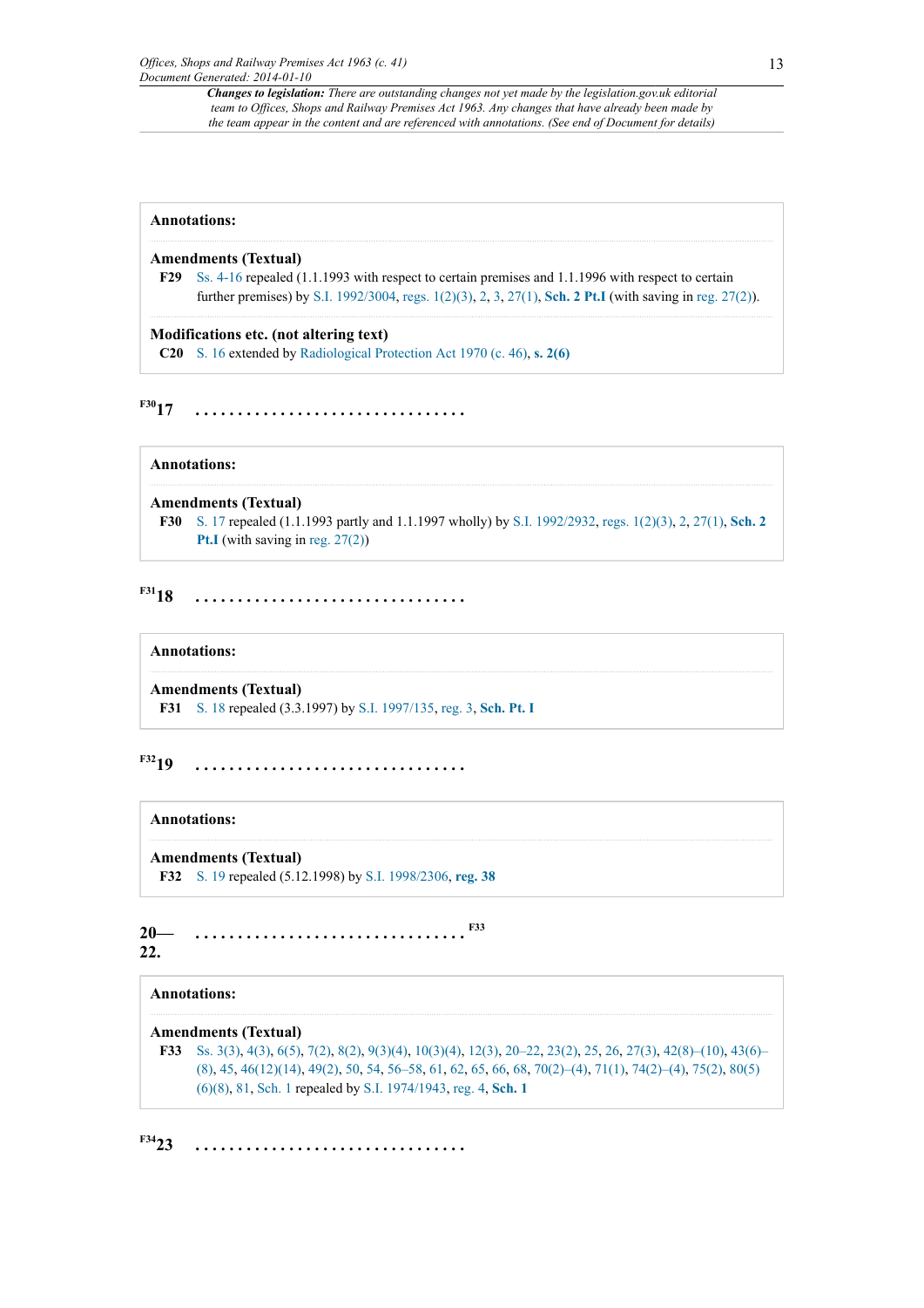**Annotations:**

**Amendments (Textual)**

**F29** Ss. 4-16 repealed (1.1.1993 with respect to certain premises and 1.1.1996 with respect to certain further premises) by S.I. 1992/3004, regs. 1(2)(3), 2, 3, 27(1), **Sch. 2 Pt.I** (with saving in reg. 27(2)).

**Modifications etc. (not altering text)**

**C20** S. 16 extended by Radiological Protection Act 1970 (c. 46), **s. 2(6)**

[F30]**17** . . . . . . . . . . . . . . . . . . . . . . . . . . . . . . .

**Annotations:**

**Amendments (Textual)**

**F30** S. 17 repealed (1.1.1993 partly and 1.1.1997 wholly) by S.I. 1992/2932, regs. 1(2)(3), 2, 27(1), **Sch. 2 Pt.I** (with saving in reg. 27(2))

[F31]**18** . . . . . . . . . . . . . . . . . . . . . . . . . . . . . . .

**Annotations:**

**Amendments (Textual)**

**F31** S. 18 repealed (3.3.1997) by S.I. 1997/135, reg. 3, **Sch. Pt. I**

[F32]**19** . . . . . . . . . . . . . . . . . . . . . . . . . . . . . . .

**Annotations:**

**Amendments (Textual)**

**F32** S. 19 repealed (5.12.1998) by S.I. 1998/2306, **reg. 38**

**20—22.** . . . . . . . . . . . . . . . . . . . . . . . . . . . . . . . [F33]

**Annotations:**

**Amendments (Textual)**

**F33** Ss. 3(3), 4(3), 6(5), 7(2), 8(2), 9(3)(4), 10(3)(4), 12(3), 20–22, 23(2), 25, 26, 27(3), 42(8)–(10), 43(6)–(8), 45, 46(12)(14), 49(2), 50, 54, 56–58, 61, 62, 65, 66, 68, 70(2)–(4), 71(1), 74(2)–(4), 75(2), 80(5)(6)(8), 81, Sch. 1 repealed by S.I. 1974/1943, reg. 4, **Sch. 1**

[F34]**23** . . . . . . . . . . . . . . . . . . . . . . . . . . . . . . .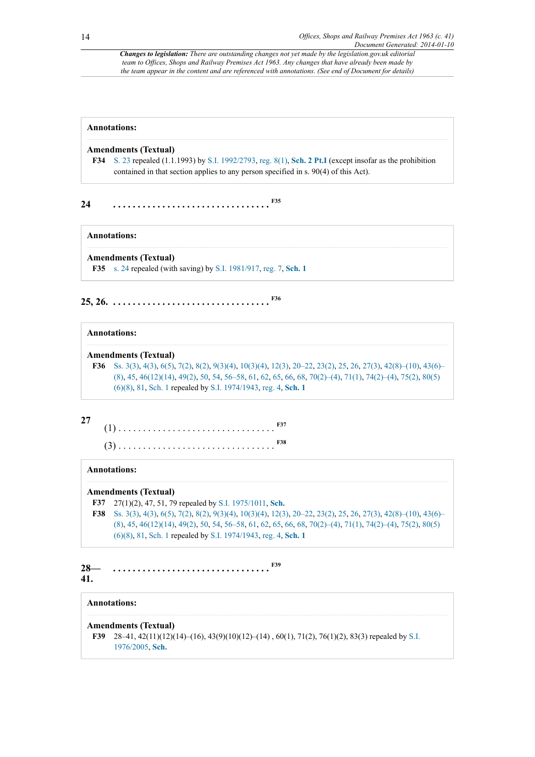**Changes to legislation:** *There are outstanding changes not yet made by the legislation.gov.uk editorial team to Offices, Shops and Railway Premises Act 1963. Any changes that have already been made by the team appear in the content and are referenced with annotations. (See end of Document for details)*

---

**Annotations:**

**Amendments (Textual)**

**F34** S. 23 repealed (1.1.1993) by S.I. 1992/2793, reg. 8(1), **Sch. 2 Pt.I** (except insofar as the prohibition contained in that section applies to any person specified in s. 90(4) of this Act).

---

**24** . . . . . . . . . . . . . . . . . . . . . . . . . . . . . . . . [F35]

**Annotations:**

**Amendments (Textual)**

**F35** s. 24 repealed (with saving) by S.I. 1981/917, reg. 7, **Sch. 1**

---

**25, 26.** . . . . . . . . . . . . . . . . . . . . . . . . . . . . . . . . [F36]

**Annotations:**

**Amendments (Textual)**

**F36** Ss. 3(3), 4(3), 6(5), 7(2), 8(2), 9(3)(4), 10(3)(4), 12(3), 20–22, 23(2), 25, 26, 27(3), 42(8)–(10), 43(6)–(8), 45, 46(12)(14), 49(2), 50, 54, 56–58, 61, 62, 65, 66, 68, 70(2)–(4), 71(1), 74(2)–(4), 75(2), 80(5)(6)(8), 81, Sch. 1 repealed by S.I. 1974/1943, reg. 4, **Sch. 1**

---

**27**

(1) . . . . . . . . . . . . . . . . . . . . . . . . . . . . . . . . [F37]

(3) . . . . . . . . . . . . . . . . . . . . . . . . . . . . . . . . [F38]

**Annotations:**

**Amendments (Textual)**

**F37** 27(1)(2), 47, 51, 79 repealed by S.I. 1975/1011, **Sch.**

**F38** Ss. 3(3), 4(3), 6(5), 7(2), 8(2), 9(3)(4), 10(3)(4), 12(3), 20–22, 23(2), 25, 26, 27(3), 42(8)–(10), 43(6)–(8), 45, 46(12)(14), 49(2), 50, 54, 56–58, 61, 62, 65, 66, 68, 70(2)–(4), 71(1), 74(2)–(4), 75(2), 80(5)(6)(8), 81, Sch. 1 repealed by S.I. 1974/1943, reg. 4, **Sch. 1**

---

**28— 41.** . . . . . . . . . . . . . . . . . . . . . . . . . . . . . . . . [F39]

**Annotations:**

**Amendments (Textual)**

**F39** 28–41, 42(11)(12)(14)–(16), 43(9)(10)(12)–(14) , 60(1), 71(2), 76(1)(2), 83(3) repealed by S.I. 1976/2005, **Sch.**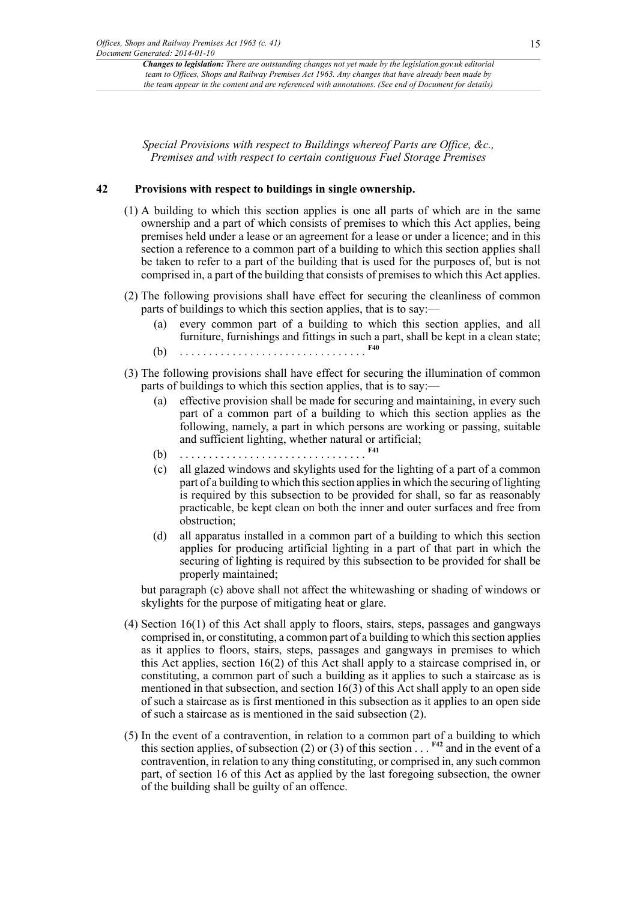*Special Provisions with respect to Buildings whereof Parts are Office, &c., Premises and with respect to certain contiguous Fuel Storage Premises*

### 42 Provisions with respect to buildings in single ownership.

(1) A building to which this section applies is one all parts of which are in the same ownership and a part of which consists of premises to which this Act applies, being premises held under a lease or an agreement for a lease or under a licence; and in this section a reference to a common part of a building to which this section applies shall be taken to refer to a part of the building that is used for the purposes of, but is not comprised in, a part of the building that consists of premises to which this Act applies.

(2) The following provisions shall have effect for securing the cleanliness of common parts of buildings to which this section applies, that is to say:—

- (a) every common part of a building to which this section applies, and all furniture, furnishings and fittings in such a part, shall be kept in a clean state;
- (b) . . . . . . . . . . . . . . . . . . . . . . . . . . . . . . . F40

(3) The following provisions shall have effect for securing the illumination of common parts of buildings to which this section applies, that is to say:—

- (a) effective provision shall be made for securing and maintaining, in every such part of a common part of a building to which this section applies as the following, namely, a part in which persons are working or passing, suitable and sufficient lighting, whether natural or artificial;
- (b) . . . . . . . . . . . . . . . . . . . . . . . . . . . . . . . F41
- (c) all glazed windows and skylights used for the lighting of a part of a common part of a building to which this section applies in which the securing of lighting is required by this subsection to be provided for shall, so far as reasonably practicable, be kept clean on both the inner and outer surfaces and free from obstruction;
- (d) all apparatus installed in a common part of a building to which this section applies for producing artificial lighting in a part of that part in which the securing of lighting is required by this subsection to be provided for shall be properly maintained;

but paragraph (c) above shall not affect the whitewashing or shading of windows or skylights for the purpose of mitigating heat or glare.

(4) Section 16(1) of this Act shall apply to floors, stairs, steps, passages and gangways comprised in, or constituting, a common part of a building to which this section applies as it applies to floors, stairs, steps, passages and gangways in premises to which this Act applies, section 16(2) of this Act shall apply to a staircase comprised in, or constituting, a common part of such a building as it applies to such a staircase as is mentioned in that subsection, and section 16(3) of this Act shall apply to an open side of such a staircase as is first mentioned in this subsection as it applies to an open side of such a staircase as is mentioned in the said subsection (2).

(5) In the event of a contravention, in relation to a common part of a building to which this section applies, of subsection (2) or (3) of this section . . . F42 and in the event of a contravention, in relation to any thing constituting, or comprised in, any such common part, of section 16 of this Act as applied by the last foregoing subsection, the owner of the building shall be guilty of an offence.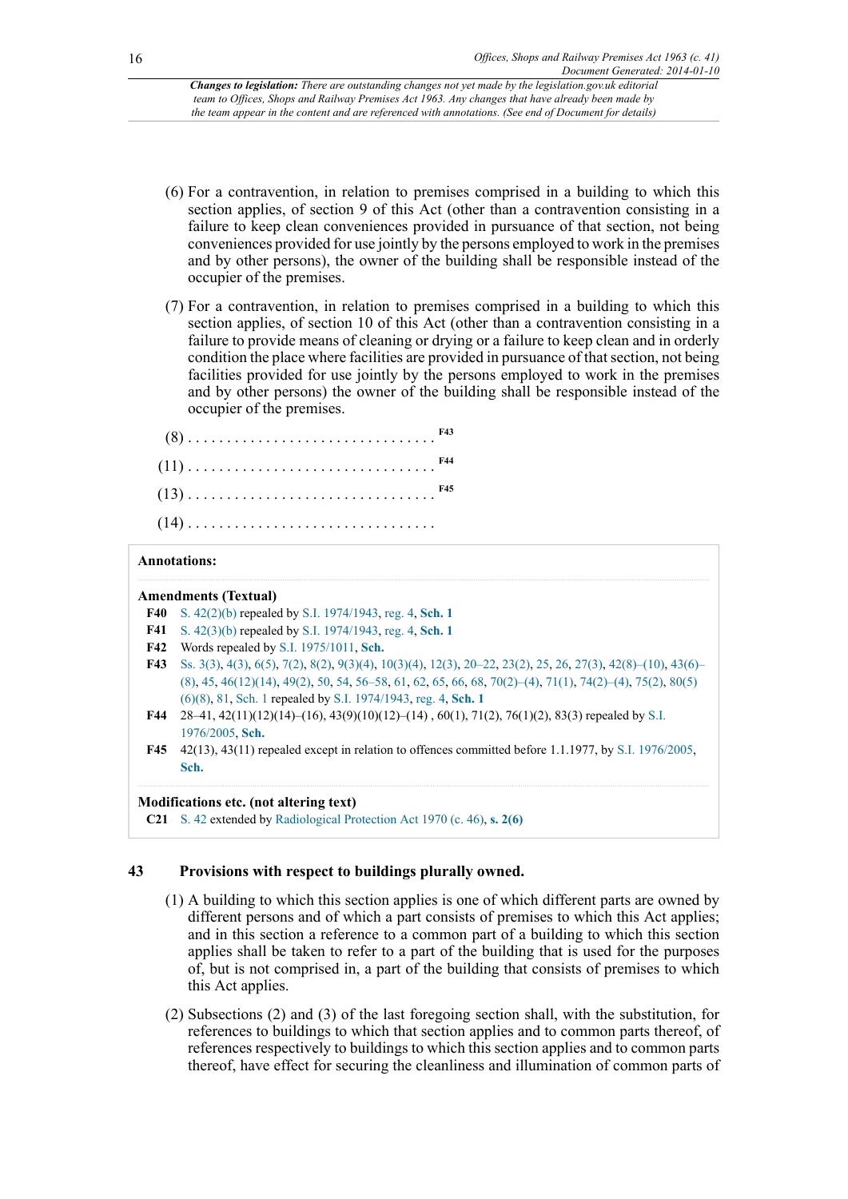(6) For a contravention, in relation to premises comprised in a building to which this section applies, of section 9 of this Act (other than a contravention consisting in a failure to keep clean conveniences provided in pursuance of that section, not being conveniences provided for use jointly by the persons employed to work in the premises and by other persons), the owner of the building shall be responsible instead of the occupier of the premises.

(7) For a contravention, in relation to premises comprised in a building to which this section applies, of section 10 of this Act (other than a contravention consisting in a failure to provide means of cleaning or drying or a failure to keep clean and in orderly condition the place where facilities are provided in pursuance of that section, not being facilities provided for use jointly by the persons employed to work in the premises and by other persons) the owner of the building shall be responsible instead of the occupier of the premises.

(8) . . . . . . . . . . . . . . . . . . . . . . . . . . . . . . . F43

(11) . . . . . . . . . . . . . . . . . . . . . . . . . . . . . . . F44

(13) . . . . . . . . . . . . . . . . . . . . . . . . . . . . . . . F45

(14) . . . . . . . . . . . . . . . . . . . . . . . . . . . . . . .

**Annotations:**

**Amendments (Textual)**

**F40** S. 42(2)(b) repealed by S.I. 1974/1943, reg. 4, **Sch. 1**

**F41** S. 42(3)(b) repealed by S.I. 1974/1943, reg. 4, **Sch. 1**

**F42** Words repealed by S.I. 1975/1011, **Sch.**

**F43** Ss. 3(3), 4(3), 6(5), 7(2), 8(2), 9(3)(4), 10(3)(4), 12(3), 20–22, 23(2), 25, 26, 27(3), 42(8)–(10), 43(6)–(8), 45, 46(12)(14), 49(2), 50, 54, 56–58, 61, 62, 65, 66, 68, 70(2)–(4), 71(1), 74(2)–(4), 75(2), 80(5)(6)(8), 81, Sch. 1 repealed by S.I. 1974/1943, reg. 4, **Sch. 1**

**F44** 28–41, 42(11)(12)(14)–(16), 43(9)(10)(12)–(14) , 60(1), 71(2), 76(1)(2), 83(3) repealed by S.I. 1976/2005, **Sch.**

**F45** 42(13), 43(11) repealed except in relation to offences committed before 1.1.1977, by S.I. 1976/2005, **Sch.**

**Modifications etc. (not altering text)**

**C21** S. 42 extended by Radiological Protection Act 1970 (c. 46), **s. 2(6)**

## 43 Provisions with respect to buildings plurally owned.

(1) A building to which this section applies is one of which different parts are owned by different persons and of which a part consists of premises to which this Act applies; and in this section a reference to a common part of a building to which this section applies shall be taken to refer to a part of the building that is used for the purposes of, but is not comprised in, a part of the building that consists of premises to which this Act applies.

(2) Subsections (2) and (3) of the last foregoing section shall, with the substitution, for references to buildings to which that section applies and to common parts thereof, of references respectively to buildings to which this section applies and to common parts thereof, have effect for securing the cleanliness and illumination of common parts of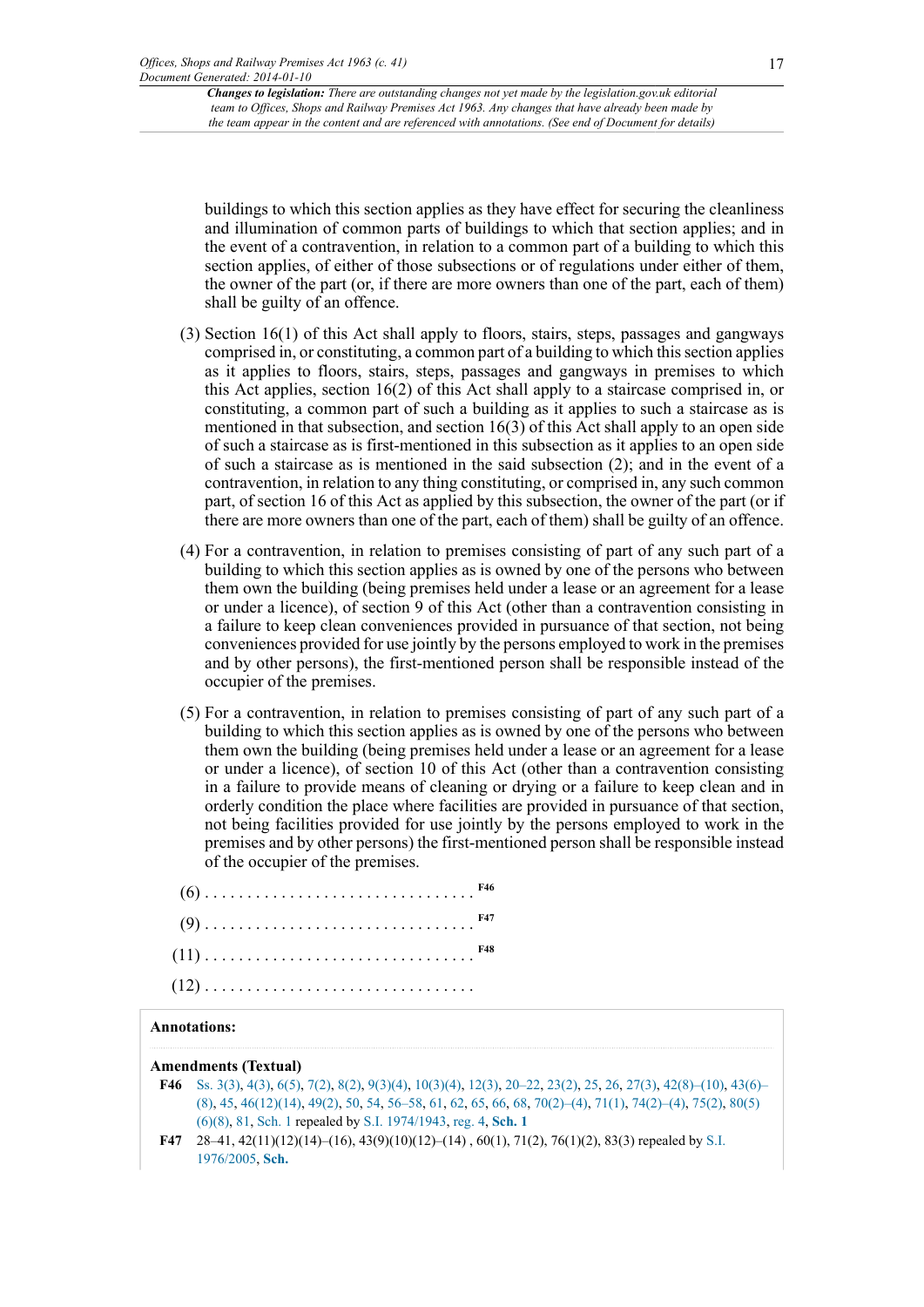buildings to which this section applies as they have effect for securing the cleanliness and illumination of common parts of buildings to which that section applies; and in the event of a contravention, in relation to a common part of a building to which this section applies, of either of those subsections or of regulations under either of them, the owner of the part (or, if there are more owners than one of the part, each of them) shall be guilty of an offence.

(3) Section 16(1) of this Act shall apply to floors, stairs, steps, passages and gangways comprised in, or constituting, a common part of a building to which this section applies as it applies to floors, stairs, steps, passages and gangways in premises to which this Act applies, section 16(2) of this Act shall apply to a staircase comprised in, or constituting, a common part of such a building as it applies to such a staircase as is mentioned in that subsection, and section 16(3) of this Act shall apply to an open side of such a staircase as is first-mentioned in this subsection as it applies to an open side of such a staircase as is mentioned in the said subsection (2); and in the event of a contravention, in relation to any thing constituting, or comprised in, any such common part, of section 16 of this Act as applied by this subsection, the owner of the part (or if there are more owners than one of the part, each of them) shall be guilty of an offence.

(4) For a contravention, in relation to premises consisting of part of any such part of a building to which this section applies as is owned by one of the persons who between them own the building (being premises held under a lease or an agreement for a lease or under a licence), of section 9 of this Act (other than a contravention consisting in a failure to keep clean conveniences provided in pursuance of that section, not being conveniences provided for use jointly by the persons employed to work in the premises and by other persons), the first-mentioned person shall be responsible instead of the occupier of the premises.

(5) For a contravention, in relation to premises consisting of part of any such part of a building to which this section applies as is owned by one of the persons who between them own the building (being premises held under a lease or an agreement for a lease or under a licence), of section 10 of this Act (other than a contravention consisting in a failure to provide means of cleaning or drying or a failure to keep clean and in orderly condition the place where facilities are provided in pursuance of that section, not being facilities provided for use jointly by the persons employed to work in the premises and by other persons) the first-mentioned person shall be responsible instead of the occupier of the premises.

(6) . . . . . . . . . . . . . . . . . . . . . . . . . . . . . . . . F46

(9) . . . . . . . . . . . . . . . . . . . . . . . . . . . . . . . . F47

(11) . . . . . . . . . . . . . . . . . . . . . . . . . . . . . . . . F48

(12) . . . . . . . . . . . . . . . . . . . . . . . . . . . . . . . .

**Annotations:**

**Amendments (Textual)**

**F46** Ss. 3(3), 4(3), 6(5), 7(2), 8(2), 9(3)(4), 10(3)(4), 12(3), 20–22, 23(2), 25, 26, 27(3), 42(8)–(10), 43(6)–(8), 45, 46(12)(14), 49(2), 50, 54, 56–58, 61, 62, 65, 66, 68, 70(2)–(4), 71(1), 74(2)–(4), 75(2), 80(5)(6)(8), 81, Sch. 1 repealed by S.I. 1974/1943, reg. 4, **Sch. 1**

**F47** 28–41, 42(11)(12)(14)–(16), 43(9)(10)(12)–(14) , 60(1), 71(2), 76(1)(2), 83(3) repealed by S.I. 1976/2005, **Sch.**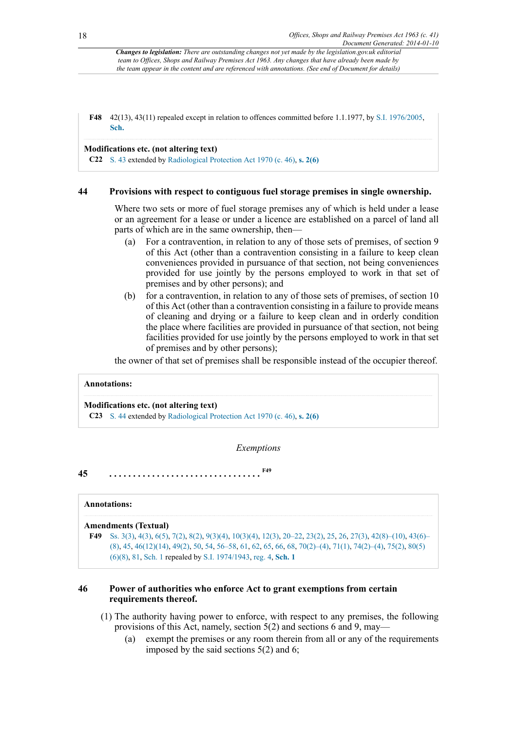**F48** 42(13), 43(11) repealed except in relation to offences committed before 1.1.1977, by S.I. 1976/2005, **Sch.**

**Modifications etc. (not altering text)**

**C22** S. 43 extended by Radiological Protection Act 1970 (c. 46), **s. 2(6)**

## 44 Provisions with respect to contiguous fuel storage premises in single ownership.

Where two sets or more of fuel storage premises any of which is held under a lease or an agreement for a lease or under a licence are established on a parcel of land all parts of which are in the same ownership, then—

(a) For a contravention, in relation to any of those sets of premises, of section 9 of this Act (other than a contravention consisting in a failure to keep clean conveniences provided in pursuance of that section, not being conveniences provided for use jointly by the persons employed to work in that set of premises and by other persons); and

(b) for a contravention, in relation to any of those sets of premises, of section 10 of this Act (other than a contravention consisting in a failure to provide means of cleaning and drying or a failure to keep clean and in orderly condition the place where facilities are provided in pursuance of that section, not being facilities provided for use jointly by the persons employed to work in that set of premises and by other persons);

the owner of that set of premises shall be responsible instead of the occupier thereof.

**Annotations:**

**Modifications etc. (not altering text)**

**C23** S. 44 extended by Radiological Protection Act 1970 (c. 46), **s. 2(6)**

### *Exemptions*

## 45 . . . . . . . . . . . . . . . . . . . . . . . . . . . . . . . . F49

**Annotations:**

**Amendments (Textual)**

**F49** Ss. 3(3), 4(3), 6(5), 7(2), 8(2), 9(3)(4), 10(3)(4), 12(3), 20–22, 23(2), 25, 26, 27(3), 42(8)–(10), 43(6)–(8), 45, 46(12)(14), 49(2), 50, 54, 56–58, 61, 62, 65, 66, 68, 70(2)–(4), 71(1), 74(2)–(4), 75(2), 80(5)(6)(8), 81, Sch. 1 repealed by S.I. 1974/1943, reg. 4, **Sch. 1**

## 46 Power of authorities who enforce Act to grant exemptions from certain requirements thereof.

(1) The authority having power to enforce, with respect to any premises, the following provisions of this Act, namely, section 5(2) and sections 6 and 9, may—

(a) exempt the premises or any room therein from all or any of the requirements imposed by the said sections 5(2) and 6;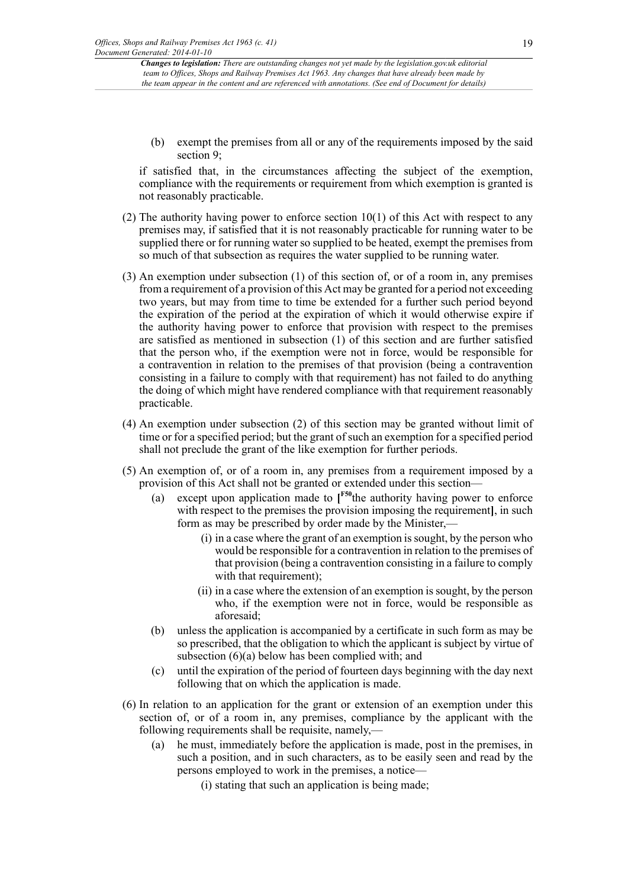(b) exempt the premises from all or any of the requirements imposed by the said section 9;

if satisfied that, in the circumstances affecting the subject of the exemption, compliance with the requirements or requirement from which exemption is granted is not reasonably practicable.

(2) The authority having power to enforce section 10(1) of this Act with respect to any premises may, if satisfied that it is not reasonably practicable for running water to be supplied there or for running water so supplied to be heated, exempt the premises from so much of that subsection as requires the water supplied to be running water.

(3) An exemption under subsection (1) of this section of, or of a room in, any premises from a requirement of a provision of this Act may be granted for a period not exceeding two years, but may from time to time be extended for a further such period beyond the expiration of the period at the expiration of which it would otherwise expire if the authority having power to enforce that provision with respect to the premises are satisfied as mentioned in subsection (1) of this section and are further satisfied that the person who, if the exemption were not in force, would be responsible for a contravention in relation to the premises of that provision (being a contravention consisting in a failure to comply with that requirement) has not failed to do anything the doing of which might have rendered compliance with that requirement reasonably practicable.

(4) An exemption under subsection (2) of this section may be granted without limit of time or for a specified period; but the grant of such an exemption for a specified period shall not preclude the grant of the like exemption for further periods.

(5) An exemption of, or of a room in, any premises from a requirement imposed by a provision of this Act shall not be granted or extended under this section—

(a) except upon application made to [[F50]the authority having power to enforce with respect to the premises the provision imposing the requirement], in such form as may be prescribed by order made by the Minister,—

(i) in a case where the grant of an exemption is sought, by the person who would be responsible for a contravention in relation to the premises of that provision (being a contravention consisting in a failure to comply with that requirement);

(ii) in a case where the extension of an exemption is sought, by the person who, if the exemption were not in force, would be responsible as aforesaid;

(b) unless the application is accompanied by a certificate in such form as may be so prescribed, that the obligation to which the applicant is subject by virtue of subsection (6)(a) below has been complied with; and

(c) until the expiration of the period of fourteen days beginning with the day next following that on which the application is made.

(6) In relation to an application for the grant or extension of an exemption under this section of, or of a room in, any premises, compliance by the applicant with the following requirements shall be requisite, namely,—

(a) he must, immediately before the application is made, post in the premises, in such a position, and in such characters, as to be easily seen and read by the persons employed to work in the premises, a notice—

(i) stating that such an application is being made;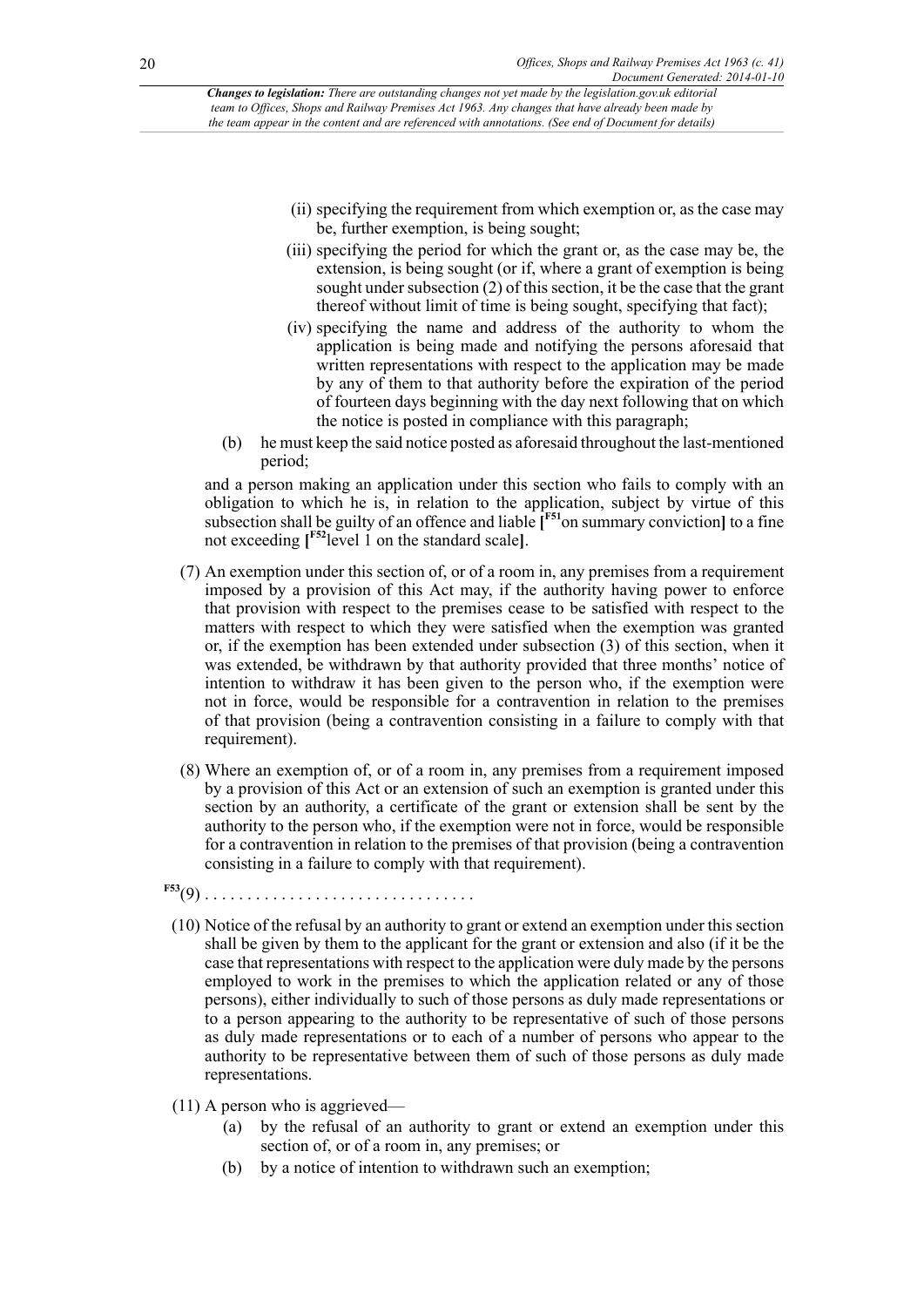(ii) specifying the requirement from which exemption or, as the case may be, further exemption, is being sought;

(iii) specifying the period for which the grant or, as the case may be, the extension, is being sought (or if, where a grant of exemption is being sought under subsection (2) of this section, it be the case that the grant thereof without limit of time is being sought, specifying that fact);

(iv) specifying the name and address of the authority to whom the application is being made and notifying the persons aforesaid that written representations with respect to the application may be made by any of them to that authority before the expiration of the period of fourteen days beginning with the day next following that on which the notice is posted in compliance with this paragraph;

(b) he must keep the said notice posted as aforesaid throughout the last-mentioned period;

and a person making an application under this section who fails to comply with an obligation to which he is, in relation to the application, subject by virtue of this subsection shall be guilty of an offence and liable [[F51]on summary conviction] to a fine not exceeding [[F52]level 1 on the standard scale].

(7) An exemption under this section of, or of a room in, any premises from a requirement imposed by a provision of this Act may, if the authority having power to enforce that provision with respect to the premises cease to be satisfied with respect to the matters with respect to which they were satisfied when the exemption was granted or, if the exemption has been extended under subsection (3) of this section, when it was extended, be withdrawn by that authority provided that three months' notice of intention to withdraw it has been given to the person who, if the exemption were not in force, would be responsible for a contravention in relation to the premises of that provision (being a contravention consisting in a failure to comply with that requirement).

(8) Where an exemption of, or of a room in, any premises from a requirement imposed by a provision of this Act or an extension of such an exemption is granted under this section by an authority, a certificate of the grant or extension shall be sent by the authority to the person who, if the exemption were not in force, would be responsible for a contravention in relation to the premises of that provision (being a contravention consisting in a failure to comply with that requirement).

[F53](9) . . . . . . . . . . . . . . . . . . . . . . . . . . . . . . .

(10) Notice of the refusal by an authority to grant or extend an exemption under this section shall be given by them to the applicant for the grant or extension and also (if it be the case that representations with respect to the application were duly made by the persons employed to work in the premises to which the application related or any of those persons), either individually to such of those persons as duly made representations or to a person appearing to the authority to be representative of such of those persons as duly made representations or to each of a number of persons who appear to the authority to be representative between them of such of those persons as duly made representations.

(11) A person who is aggrieved—

(a) by the refusal of an authority to grant or extend an exemption under this section of, or of a room in, any premises; or

(b) by a notice of intention to withdrawn such an exemption;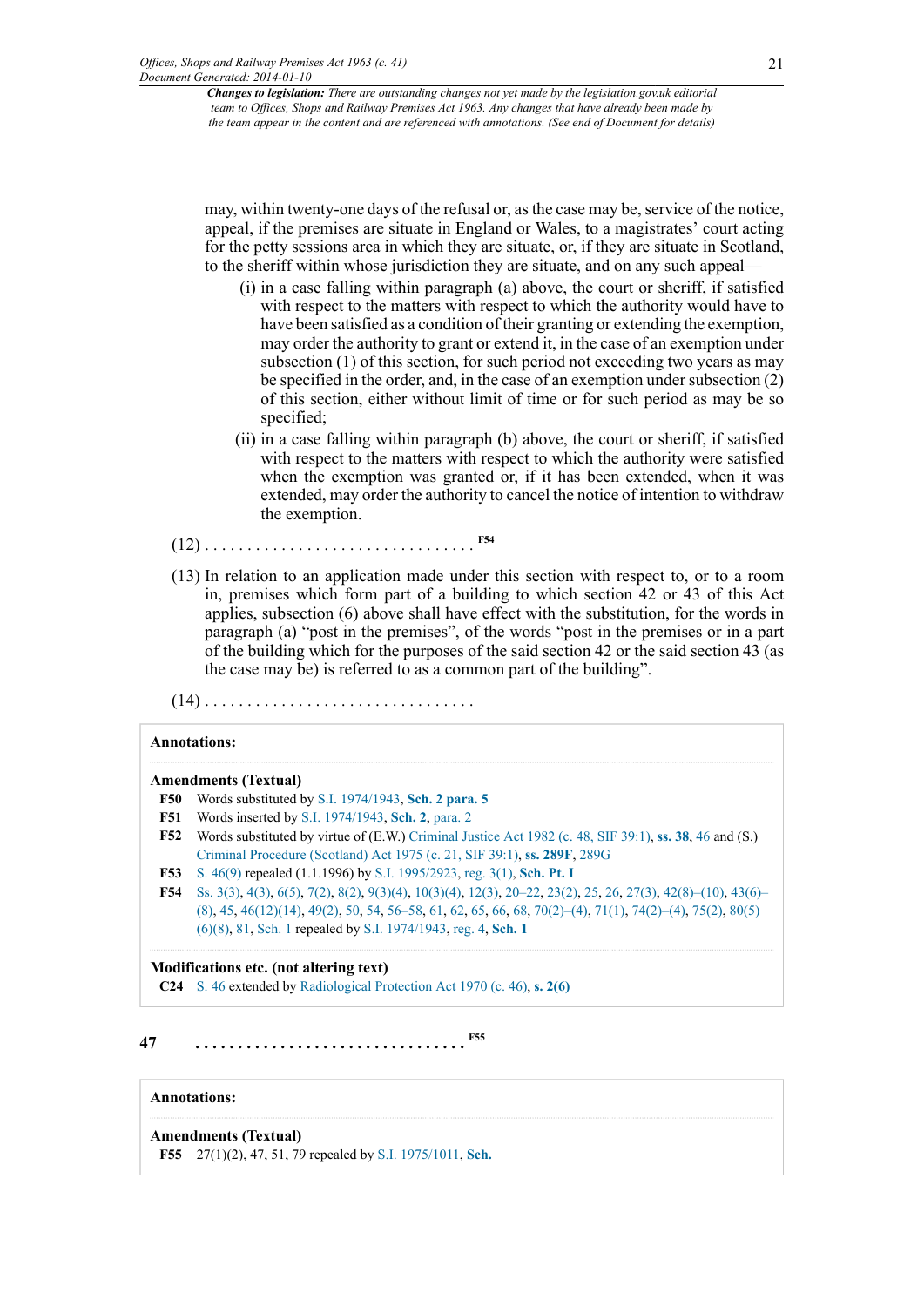may, within twenty-one days of the refusal or, as the case may be, service of the notice, appeal, if the premises are situate in England or Wales, to a magistrates' court acting for the petty sessions area in which they are situate, or, if they are situate in Scotland, to the sheriff within whose jurisdiction they are situate, and on any such appeal—

(i) in a case falling within paragraph (a) above, the court or sheriff, if satisfied with respect to the matters with respect to which the authority would have to have been satisfied as a condition of their granting or extending the exemption, may order the authority to grant or extend it, in the case of an exemption under subsection (1) of this section, for such period not exceeding two years as may be specified in the order, and, in the case of an exemption under subsection (2) of this section, either without limit of time or for such period as may be so specified;

(ii) in a case falling within paragraph (b) above, the court or sheriff, if satisfied with respect to the matters with respect to which the authority were satisfied when the exemption was granted or, if it has been extended, when it was extended, may order the authority to cancel the notice of intention to withdraw the exemption.

(12) . . . . . . . . . . . . . . . . . . . . . . . . . . . . . . . . [F54]

(13) In relation to an application made under this section with respect to, or to a room in, premises which form part of a building to which section 42 or 43 of this Act applies, subsection (6) above shall have effect with the substitution, for the words in paragraph (a) "post in the premises", of the words "post in the premises or in a part of the building which for the purposes of the said section 42 or the said section 43 (as the case may be) is referred to as a common part of the building".

(14) . . . . . . . . . . . . . . . . . . . . . . . . . . . . . . . .

**Annotations:**

**Amendments (Textual)**

**F50** Words substituted by S.I. 1974/1943, **Sch. 2 para. 5**

**F51** Words inserted by S.I. 1974/1943, **Sch. 2**, para. 2

**F52** Words substituted by virtue of (E.W.) Criminal Justice Act 1982 (c. 48, SIF 39:1), **ss. 38**, 46 and (S.) Criminal Procedure (Scotland) Act 1975 (c. 21, SIF 39:1), **ss. 289F**, 289G

**F53** S. 46(9) repealed (1.1.1996) by S.I. 1995/2923, reg. 3(1), **Sch. Pt. I**

**F54** Ss. 3(3), 4(3), 6(5), 7(2), 8(2), 9(3)(4), 10(3)(4), 12(3), 20–22, 23(2), 25, 26, 27(3), 42(8)–(10), 43(6)–(8), 45, 46(12)(14), 49(2), 50, 54, 56–58, 61, 62, 65, 66, 68, 70(2)–(4), 71(1), 74(2)–(4), 75(2), 80(5)(6)(8), 81, Sch. 1 repealed by S.I. 1974/1943, reg. 4, **Sch. 1**

**Modifications etc. (not altering text)**

**C24** S. 46 extended by Radiological Protection Act 1970 (c. 46), **s. 2(6)**

## 47 . . . . . . . . . . . . . . . . . . . . . . . . . . . . . . . . [F55]

**Annotations:**

**Amendments (Textual)**

**F55** 27(1)(2), 47, 51, 79 repealed by S.I. 1975/1011, **Sch.**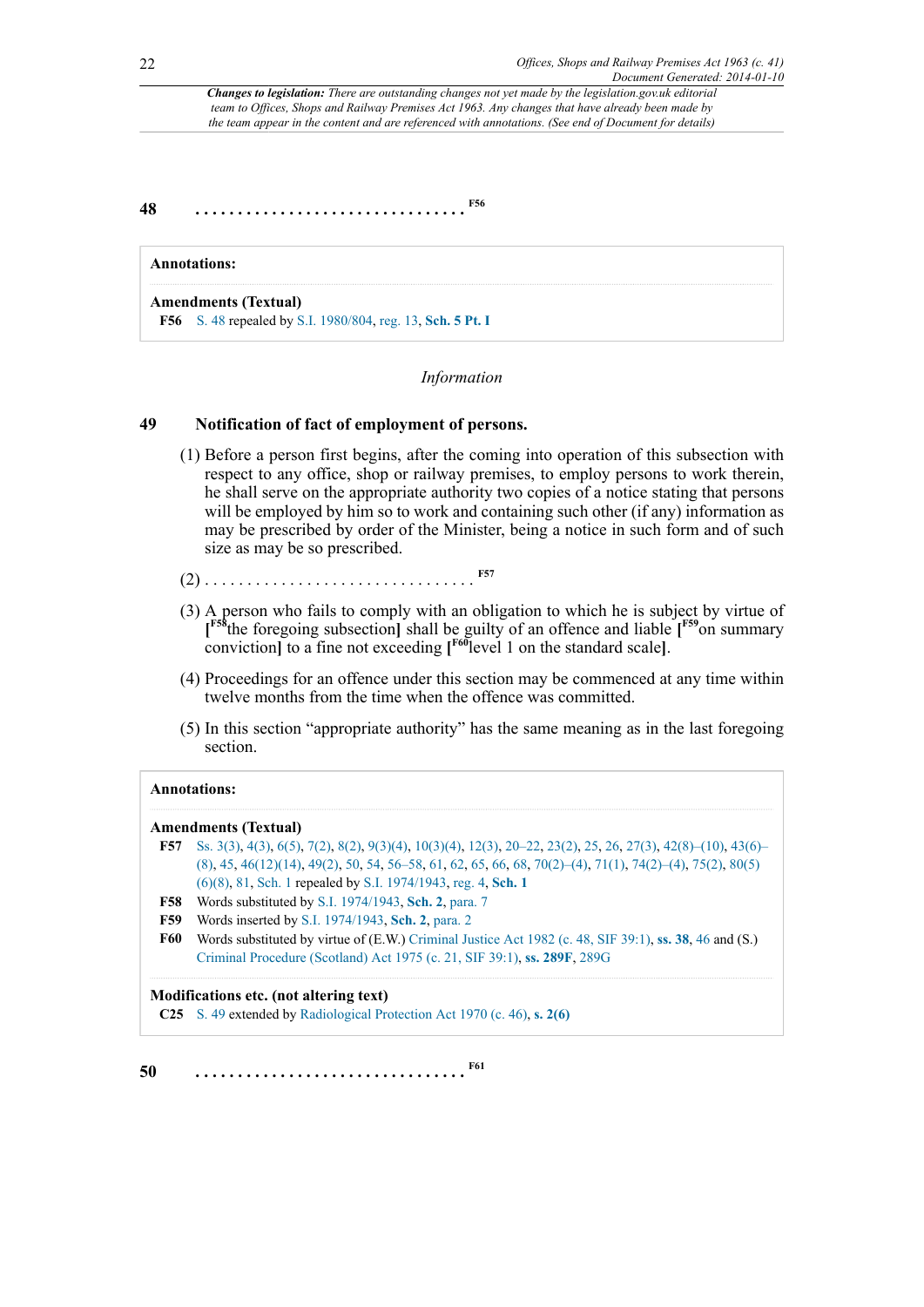*Changes to legislation: There are outstanding changes not yet made by the legislation.gov.uk editorial team to Offices, Shops and Railway Premises Act 1963. Any changes that have already been made by the team appear in the content and are referenced with annotations. (See end of Document for details)*

**48** . . . . . . . . . . . . . . . . . . . . . . . . . . . . . . . [F56]

**Annotations:**

**Amendments (Textual)**

**F56** S. 48 repealed by S.I. 1980/804, reg. 13, **Sch. 5 Pt. I**

*Information*

**49 Notification of fact of employment of persons.**

(1) Before a person first begins, after the coming into operation of this subsection with respect to any office, shop or railway premises, to employ persons to work therein, he shall serve on the appropriate authority two copies of a notice stating that persons will be employed by him so to work and containing such other (if any) information as may be prescribed by order of the Minister, being a notice in such form and of such size as may be so prescribed.

(2) . . . . . . . . . . . . . . . . . . . . . . . . . . . . . . . [F57]

(3) A person who fails to comply with an obligation to which he is subject by virtue of **[**[F58]the foregoing subsection**]** shall be guilty of an offence and liable **[**[F59]on summary conviction**]** to a fine not exceeding **[**[F60]level 1 on the standard scale**]**.

(4) Proceedings for an offence under this section may be commenced at any time within twelve months from the time when the offence was committed.

(5) In this section "appropriate authority" has the same meaning as in the last foregoing section.

**Annotations:**

**Amendments (Textual)**

**F57** Ss. 3(3), 4(3), 6(5), 7(2), 8(2), 9(3)(4), 10(3)(4), 12(3), 20–22, 23(2), 25, 26, 27(3), 42(8)–(10), 43(6)–(8), 45, 46(12)(14), 49(2), 50, 54, 56–58, 61, 62, 65, 66, 68, 70(2)–(4), 71(1), 74(2)–(4), 75(2), 80(5)(6)(8), 81, Sch. 1 repealed by S.I. 1974/1943, reg. 4, **Sch. 1**

**F58** Words substituted by S.I. 1974/1943, **Sch. 2**, para. 7

**F59** Words inserted by S.I. 1974/1943, **Sch. 2**, para. 2

**F60** Words substituted by virtue of (E.W.) Criminal Justice Act 1982 (c. 48, SIF 39:1), **ss. 38**, 46 and (S.) Criminal Procedure (Scotland) Act 1975 (c. 21, SIF 39:1), **ss. 289F**, 289G

**Modifications etc. (not altering text)**

**C25** S. 49 extended by Radiological Protection Act 1970 (c. 46), **s. 2(6)**

**50** . . . . . . . . . . . . . . . . . . . . . . . . . . . . . . . [F61]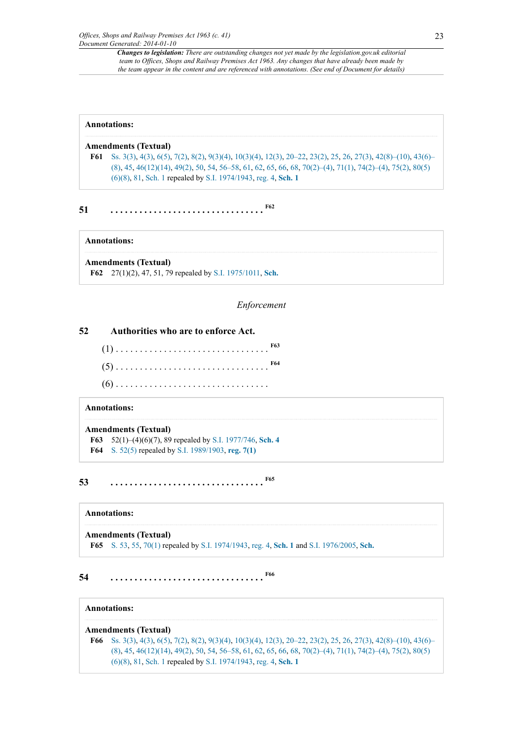**Annotations:**

**Amendments (Textual)**

**F61** Ss. 3(3), 4(3), 6(5), 7(2), 8(2), 9(3)(4), 10(3)(4), 12(3), 20–22, 23(2), 25, 26, 27(3), 42(8)–(10), 43(6)–(8), 45, 46(12)(14), 49(2), 50, 54, 56–58, 61, 62, 65, 66, 68, 70(2)–(4), 71(1), 74(2)–(4), 75(2), 80(5)(6)(8), 81, Sch. 1 repealed by S.I. 1974/1943, reg. 4, **Sch. 1**

**51** . . . . . . . . . . . . . . . . . . . . . . . . . . . . . . . . [F62]

**Annotations:**

**Amendments (Textual)**

**F62** 27(1)(2), 47, 51, 79 repealed by S.I. 1975/1011, **Sch.**

*Enforcement*

## 52 Authorities who are to enforce Act.

(1) . . . . . . . . . . . . . . . . . . . . . . . . . . . . . . . . [F63]

(5) . . . . . . . . . . . . . . . . . . . . . . . . . . . . . . . . [F64]

(6) . . . . . . . . . . . . . . . . . . . . . . . . . . . . . . . .

**Annotations:**

**Amendments (Textual)**

**F63** 52(1)–(4)(6)(7), 89 repealed by S.I. 1977/746, **Sch. 4**

**F64** S. 52(5) repealed by S.I. 1989/1903, **reg. 7(1)**

**53** . . . . . . . . . . . . . . . . . . . . . . . . . . . . . . . . [F65]

**Annotations:**

**Amendments (Textual)**

**F65** S. 53, 55, 70(1) repealed by S.I. 1974/1943, reg. 4, **Sch. 1** and S.I. 1976/2005, **Sch.**

**54** . . . . . . . . . . . . . . . . . . . . . . . . . . . . . . . . [F66]

**Annotations:**

**Amendments (Textual)**

**F66** Ss. 3(3), 4(3), 6(5), 7(2), 8(2), 9(3)(4), 10(3)(4), 12(3), 20–22, 23(2), 25, 26, 27(3), 42(8)–(10), 43(6)–(8), 45, 46(12)(14), 49(2), 50, 54, 56–58, 61, 62, 65, 66, 68, 70(2)–(4), 71(1), 74(2)–(4), 75(2), 80(5)(6)(8), 81, Sch. 1 repealed by S.I. 1974/1943, reg. 4, **Sch. 1**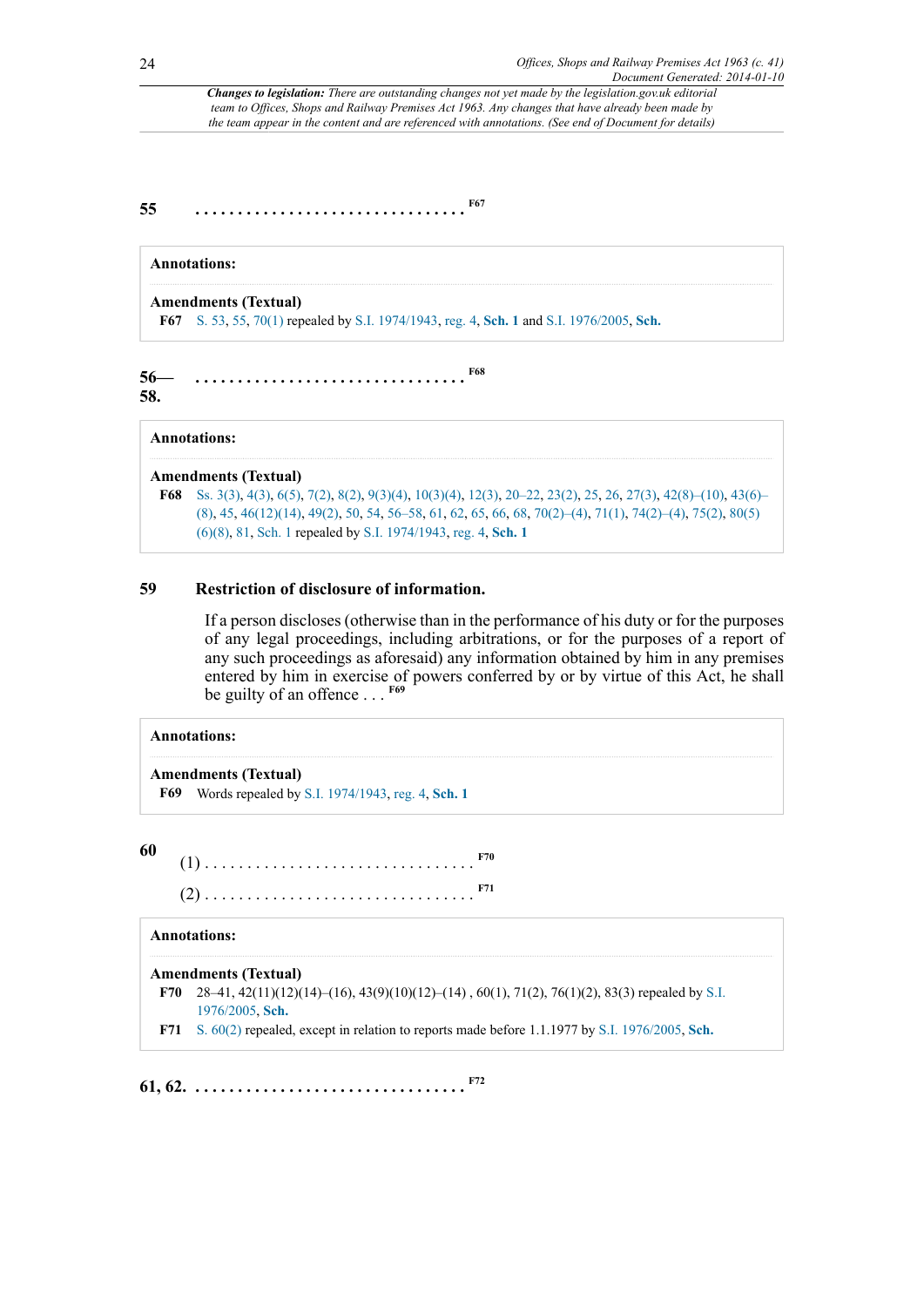*Changes to legislation: There are outstanding changes not yet made by the legislation.gov.uk editorial team to Offices, Shops and Railway Premises Act 1963. Any changes that have already been made by the team appear in the content and are referenced with annotations. (See end of Document for details)*

**55** . . . . . . . . . . . . . . . . . . . . . . . . . . . . . . . .[F67]

**Annotations:**

**Amendments (Textual)**

**F67** S. 53, 55, 70(1) repealed by S.I. 1974/1943, reg. 4, **Sch. 1** and S.I. 1976/2005, **Sch.**

**56— 58.** . . . . . . . . . . . . . . . . . . . . . . . . . . . . . . . .[F68]

**Annotations:**

**Amendments (Textual)**

**F68** Ss. 3(3), 4(3), 6(5), 7(2), 8(2), 9(3)(4), 10(3)(4), 12(3), 20–22, 23(2), 25, 26, 27(3), 42(8)–(10), 43(6)–(8), 45, 46(12)(14), 49(2), 50, 54, 56–58, 61, 62, 65, 66, 68, 70(2)–(4), 71(1), 74(2)–(4), 75(2), 80(5)(6)(8), 81, Sch. 1 repealed by S.I. 1974/1943, reg. 4, **Sch. 1**

## 59 Restriction of disclosure of information.

If a person discloses (otherwise than in the performance of his duty or for the purposes of any legal proceedings, including arbitrations, or for the purposes of a report of any such proceedings as aforesaid) any information obtained by him in any premises entered by him in exercise of powers conferred by or by virtue of this Act, he shall be guilty of an offence . . .[F69]

**Annotations:**

**Amendments (Textual)**

**F69** Words repealed by S.I. 1974/1943, reg. 4, **Sch. 1**

**60**

(1) . . . . . . . . . . . . . . . . . . . . . . . . . . . . . . . .[F70]

(2) . . . . . . . . . . . . . . . . . . . . . . . . . . . . . . . .[F71]

**Annotations:**

**Amendments (Textual)**

**F70** 28–41, 42(11)(12)(14)–(16), 43(9)(10)(12)–(14) , 60(1), 71(2), 76(1)(2), 83(3) repealed by S.I. 1976/2005, **Sch.**

**F71** S. 60(2) repealed, except in relation to reports made before 1.1.1977 by S.I. 1976/2005, **Sch.**

**61, 62.** . . . . . . . . . . . . . . . . . . . . . . . . . . . . . . . .[F72]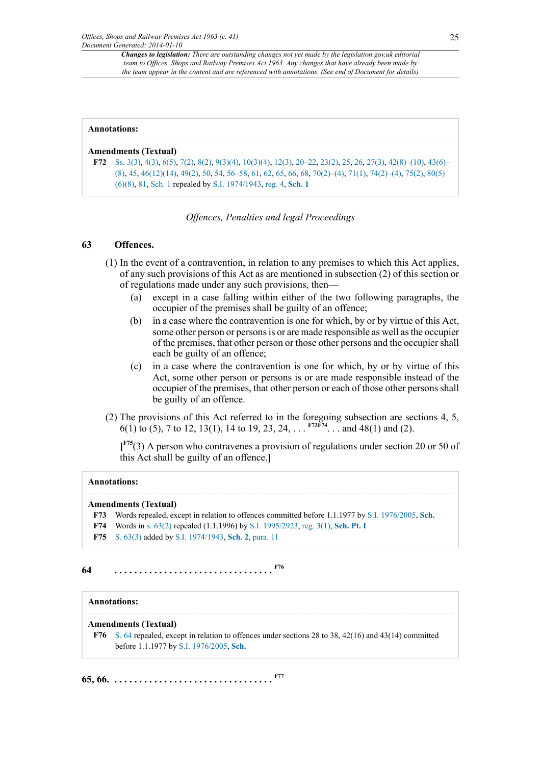**Annotations:**

**Amendments (Textual)**

**F72** Ss. 3(3), 4(3), 6(5), 7(2), 8(2), 9(3)(4), 10(3)(4), 12(3), 20–22, 23(2), 25, 26, 27(3), 42(8)–(10), 43(6)–(8), 45, 46(12)(14), 49(2), 50, 54, 56–58, 61, 62, 65, 66, 68, 70(2)–(4), 71(1), 74(2)–(4), 75(2), 80(5)(6)(8), 81, Sch. 1 repealed by S.I. 1974/1943, reg. 4, **Sch. 1**

*Offences, Penalties and legal Proceedings*

## 63 Offences.

(1) In the event of a contravention, in relation to any premises to which this Act applies, of any such provisions of this Act as are mentioned in subsection (2) of this section or of regulations made under any such provisions, then—

(a) except in a case falling within either of the two following paragraphs, the occupier of the premises shall be guilty of an offence;

(b) in a case where the contravention is one for which, by or by virtue of this Act, some other person or persons is or are made responsible as well as the occupier of the premises, that other person or those other persons and the occupier shall each be guilty of an offence;

(c) in a case where the contravention is one for which, by or by virtue of this Act, some other person or persons is or are made responsible instead of the occupier of the premises, that other person or each of those other persons shall be guilty of an offence.

(2) The provisions of this Act referred to in the foregoing subsection are sections 4, 5, 6(1) to (5), 7 to 12, 13(1), 14 to 19, 23, 24, . . . [F73F74]. . . and 48(1) and (2).

[[F75](3) A person who contravenes a provision of regulations under section 20 or 50 of this Act shall be guilty of an offence.]

**Annotations:**

**Amendments (Textual)**

**F73** Words repealed, except in relation to offences committed before 1.1.1977 by S.I. 1976/2005, **Sch.**

**F74** Words in s. 63(2) repealed (1.1.1996) by S.I. 1995/2923, reg. 3(1), **Sch. Pt. I**

**F75** S. 63(3) added by S.I. 1974/1943, **Sch. 2**, para. 11

## 64 . . . . . . . . . . . . . . . . . . . . . . . . . . . . . . . [F76]

**Annotations:**

**Amendments (Textual)**

**F76** S. 64 repealed, except in relation to offences under sections 28 to 38, 42(16) and 43(14) committed before 1.1.1977 by S.I. 1976/2005, **Sch.**

## 65, 66. . . . . . . . . . . . . . . . . . . . . . . . . . . . . . . . [F77]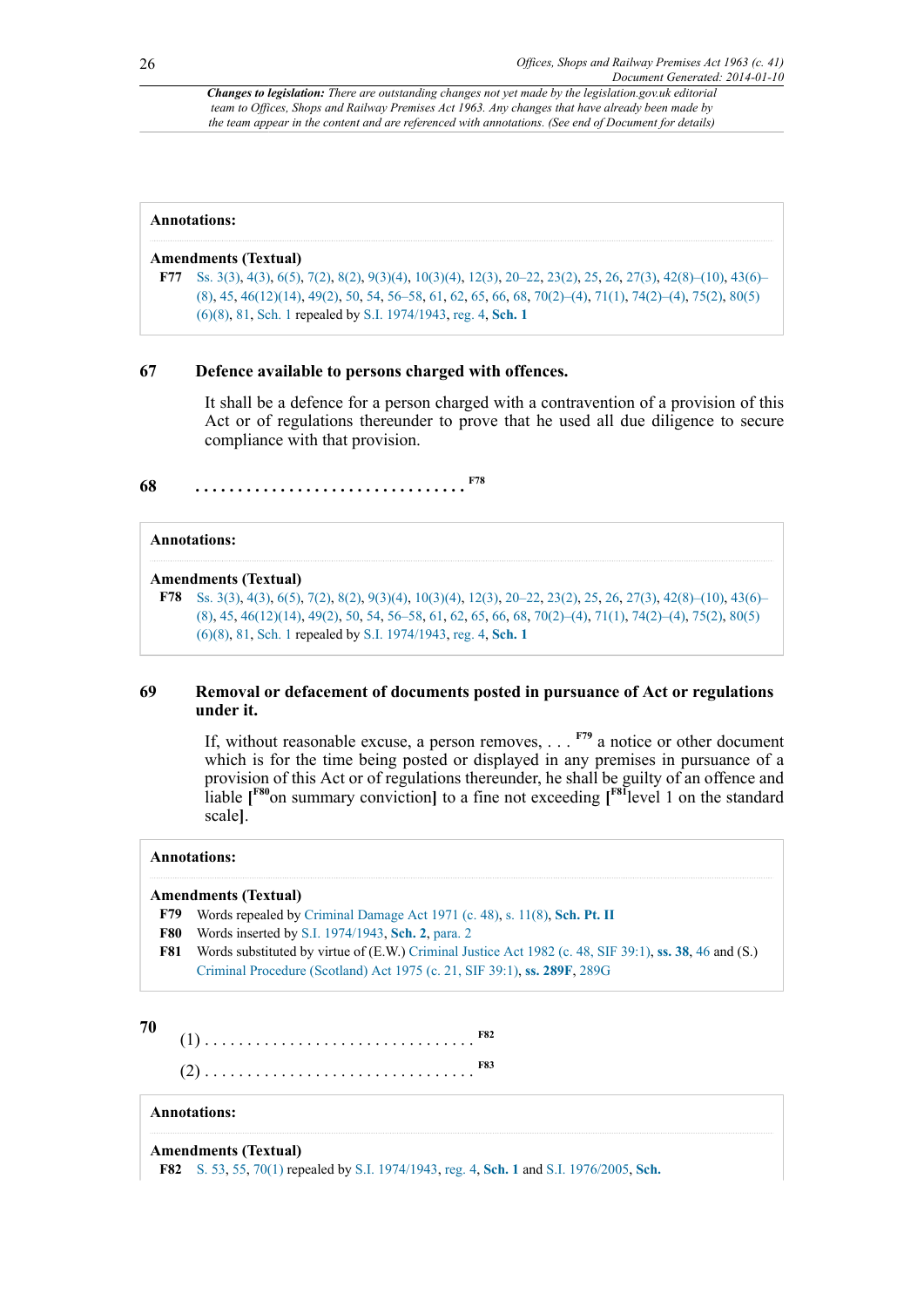*Changes to legislation: There are outstanding changes not yet made by the legislation.gov.uk editorial team to Offices, Shops and Railway Premises Act 1963. Any changes that have already been made by the team appear in the content and are referenced with annotations. (See end of Document for details)*

**Annotations:**

**Amendments (Textual)**

**F77** Ss. 3(3), 4(3), 6(5), 7(2), 8(2), 9(3)(4), 10(3)(4), 12(3), 20–22, 23(2), 25, 26, 27(3), 42(8)–(10), 43(6)–(8), 45, 46(12)(14), 49(2), 50, 54, 56–58, 61, 62, 65, 66, 68, 70(2)–(4), 71(1), 74(2)–(4), 75(2), 80(5)(6)(8), 81, Sch. 1 repealed by S.I. 1974/1943, reg. 4, **Sch. 1**

## 67 Defence available to persons charged with offences.

It shall be a defence for a person charged with a contravention of a provision of this Act or of regulations thereunder to prove that he used all due diligence to secure compliance with that provision.

## 68 . . . . . . . . . . . . . . . . . . . . . . . . . . . . . . . F78

**Annotations:**

**Amendments (Textual)**

**F78** Ss. 3(3), 4(3), 6(5), 7(2), 8(2), 9(3)(4), 10(3)(4), 12(3), 20–22, 23(2), 25, 26, 27(3), 42(8)–(10), 43(6)–(8), 45, 46(12)(14), 49(2), 50, 54, 56–58, 61, 62, 65, 66, 68, 70(2)–(4), 71(1), 74(2)–(4), 75(2), 80(5)(6)(8), 81, Sch. 1 repealed by S.I. 1974/1943, reg. 4, **Sch. 1**

## 69 Removal or defacement of documents posted in pursuance of Act or regulations under it.

If, without reasonable excuse, a person removes, . . . F79 a notice or other document which is for the time being posted or displayed in any premises in pursuance of a provision of this Act or of regulations thereunder, he shall be guilty of an offence and liable **[**F80on summary conviction**]** to a fine not exceeding **[**F81level 1 on the standard scale**]**.

**Annotations:**

**Amendments (Textual)**

**F79** Words repealed by Criminal Damage Act 1971 (c. 48), s. 11(8), **Sch. Pt. II**

**F80** Words inserted by S.I. 1974/1943, **Sch. 2**, para. 2

**F81** Words substituted by virtue of (E.W.) Criminal Justice Act 1982 (c. 48, SIF 39:1), **ss. 38**, 46 and (S.) Criminal Procedure (Scotland) Act 1975 (c. 21, SIF 39:1), **ss. 289F**, 289G

## 70

(1) . . . . . . . . . . . . . . . . . . . . . . . . . . . . . . . F82

(2) . . . . . . . . . . . . . . . . . . . . . . . . . . . . . . . F83

**Annotations:**

**Amendments (Textual)**

**F82** S. 53, 55, 70(1) repealed by S.I. 1974/1943, reg. 4, **Sch. 1** and S.I. 1976/2005, **Sch.**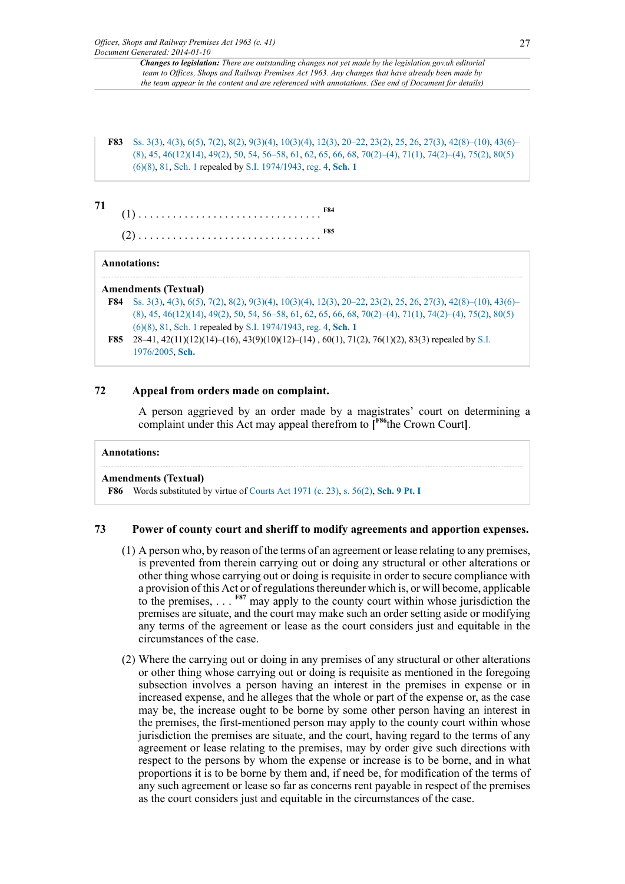**F83** Ss. 3(3), 4(3), 6(5), 7(2), 8(2), 9(3)(4), 10(3)(4), 12(3), 20–22, 23(2), 25, 26, 27(3), 42(8)–(10), 43(6)–(8), 45, 46(12)(14), 49(2), 50, 54, 56–58, 61, 62, 65, 66, 68, 70(2)–(4), 71(1), 74(2)–(4), 75(2), 80(5)(6)(8), 81, Sch. 1 repealed by S.I. 1974/1943, reg. 4, **Sch. 1**

**71**

(1) . . . . . . . . . . . . . . . . . . . . . . . . . . . . . . . F84

(2) . . . . . . . . . . . . . . . . . . . . . . . . . . . . . . . F85

**Annotations:**

**Amendments (Textual)**

**F84** Ss. 3(3), 4(3), 6(5), 7(2), 8(2), 9(3)(4), 10(3)(4), 12(3), 20–22, 23(2), 25, 26, 27(3), 42(8)–(10), 43(6)–(8), 45, 46(12)(14), 49(2), 50, 54, 56–58, 61, 62, 65, 66, 68, 70(2)–(4), 71(1), 74(2)–(4), 75(2), 80(5)(6)(8), 81, Sch. 1 repealed by S.I. 1974/1943, reg. 4, **Sch. 1**

**F85** 28–41, 42(11)(12)(14)–(16), 43(9)(10)(12)–(14) , 60(1), 71(2), 76(1)(2), 83(3) repealed by S.I. 1976/2005, **Sch.**

### 72 Appeal from orders made on complaint.

A person aggrieved by an order made by a magistrates' court on determining a complaint under this Act may appeal therefrom to [F86the Crown Court].

**Annotations:**

**Amendments (Textual)**

**F86** Words substituted by virtue of Courts Act 1971 (c. 23), s. 56(2), **Sch. 9 Pt. I**

### 73 Power of county court and sheriff to modify agreements and apportion expenses.

(1) A person who, by reason of the terms of an agreement or lease relating to any premises, is prevented from therein carrying out or doing any structural or other alterations or other thing whose carrying out or doing is requisite in order to secure compliance with a provision of this Act or of regulations thereunder which is, or will become, applicable to the premises, . . . F87 may apply to the county court within whose jurisdiction the premises are situate, and the court may make such an order setting aside or modifying any terms of the agreement or lease as the court considers just and equitable in the circumstances of the case.

(2) Where the carrying out or doing in any premises of any structural or other alterations or other thing whose carrying out or doing is requisite as mentioned in the foregoing subsection involves a person having an interest in the premises in expense or in increased expense, and he alleges that the whole or part of the expense or, as the case may be, the increase ought to be borne by some other person having an interest in the premises, the first-mentioned person may apply to the county court within whose jurisdiction the premises are situate, and the court, having regard to the terms of any agreement or lease relating to the premises, may by order give such directions with respect to the persons by whom the expense or increase is to be borne, and in what proportions it is to be borne by them and, if need be, for modification of the terms of any such agreement or lease so far as concerns rent payable in respect of the premises as the court considers just and equitable in the circumstances of the case.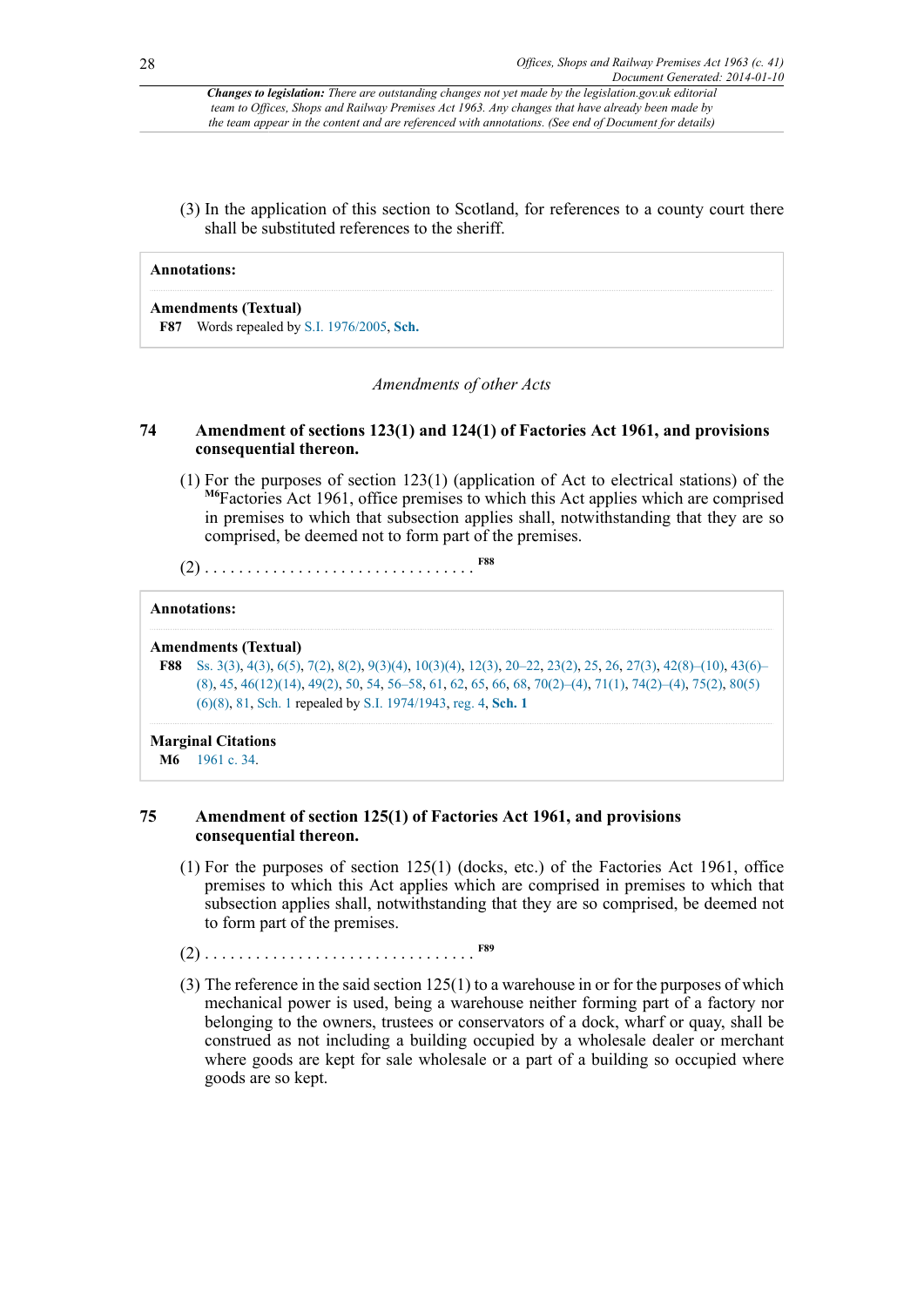*Changes to legislation: There are outstanding changes not yet made by the legislation.gov.uk editorial team to Offices, Shops and Railway Premises Act 1963. Any changes that have already been made by the team appear in the content and are referenced with annotations. (See end of Document for details)*

(3) In the application of this section to Scotland, for references to a county court there shall be substituted references to the sheriff.

**Annotations:**

**Amendments (Textual)**

**F87** Words repealed by S.I. 1976/2005, **Sch.**

*Amendments of other Acts*

### 74 Amendment of sections 123(1) and 124(1) of Factories Act 1961, and provisions consequential thereon.

(1) For the purposes of section 123(1) (application of Act to electrical stations) of the [M6]Factories Act 1961, office premises to which this Act applies which are comprised in premises to which that subsection applies shall, notwithstanding that they are so comprised, be deemed not to form part of the premises.

(2) . . . . . . . . . . . . . . . . . . . . . . . . . . . . . . . [F88]

**Annotations:**

**Amendments (Textual)**

**F88** Ss. 3(3), 4(3), 6(5), 7(2), 8(2), 9(3)(4), 10(3)(4), 12(3), 20–22, 23(2), 25, 26, 27(3), 42(8)–(10), 43(6)–(8), 45, 46(12)(14), 49(2), 50, 54, 56–58, 61, 62, 65, 66, 68, 70(2)–(4), 71(1), 74(2)–(4), 75(2), 80(5)(6)(8), 81, Sch. 1 repealed by S.I. 1974/1943, reg. 4, **Sch. 1**

**Marginal Citations**

**M6** 1961 c. 34.

### 75 Amendment of section 125(1) of Factories Act 1961, and provisions consequential thereon.

(1) For the purposes of section 125(1) (docks, etc.) of the Factories Act 1961, office premises to which this Act applies which are comprised in premises to which that subsection applies shall, notwithstanding that they are so comprised, be deemed not to form part of the premises.

(2) . . . . . . . . . . . . . . . . . . . . . . . . . . . . . . . [F89]

(3) The reference in the said section 125(1) to a warehouse in or for the purposes of which mechanical power is used, being a warehouse neither forming part of a factory nor belonging to the owners, trustees or conservators of a dock, wharf or quay, shall be construed as not including a building occupied by a wholesale dealer or merchant where goods are kept for sale wholesale or a part of a building so occupied where goods are so kept.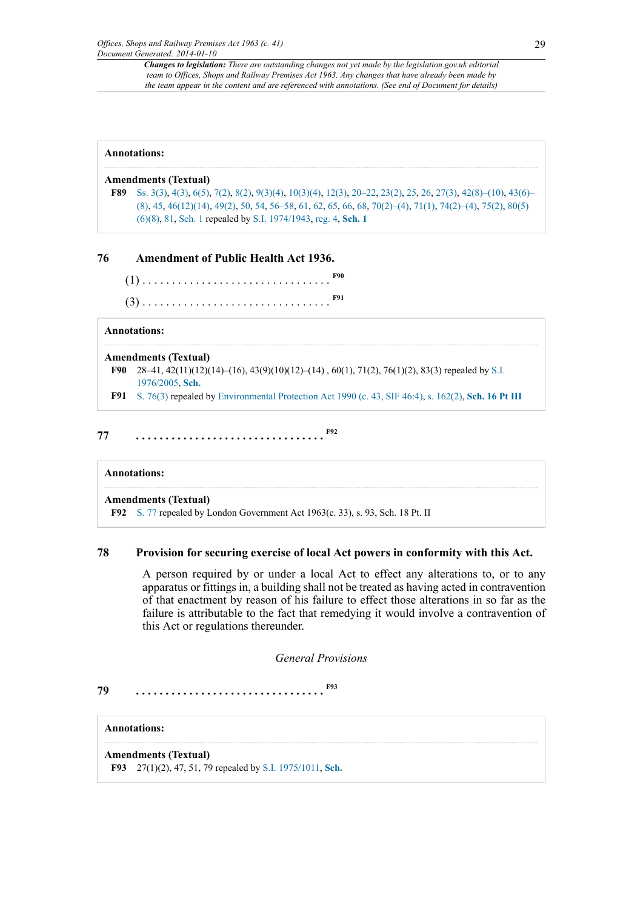**Annotations:**

**Amendments (Textual)**

**F89** Ss. 3(3), 4(3), 6(5), 7(2), 8(2), 9(3)(4), 10(3)(4), 12(3), 20–22, 23(2), 25, 26, 27(3), 42(8)–(10), 43(6)–(8), 45, 46(12)(14), 49(2), 50, 54, 56–58, 61, 62, 65, 66, 68, 70(2)–(4), 71(1), 74(2)–(4), 75(2), 80(5)(6)(8), 81, Sch. 1 repealed by S.I. 1974/1943, reg. 4, **Sch. 1**

## 76 Amendment of Public Health Act 1936.

(1) . . . . . . . . . . . . . . . . . . . . . . . . . . . . . . . . F90

(3) . . . . . . . . . . . . . . . . . . . . . . . . . . . . . . . . F91

**Annotations:**

**Amendments (Textual)**

**F90** 28–41, 42(11)(12)(14)–(16), 43(9)(10)(12)–(14) , 60(1), 71(2), 76(1)(2), 83(3) repealed by S.I. 1976/2005, **Sch.**

**F91** S. 76(3) repealed by Environmental Protection Act 1990 (c. 43, SIF 46:4), s. 162(2), **Sch. 16 Pt III**

## 77 . . . . . . . . . . . . . . . . . . . . . . . . . . . . . . . . F92

**Annotations:**

**Amendments (Textual)**

**F92** S. 77 repealed by London Government Act 1963(c. 33), s. 93, Sch. 18 Pt. II

## 78 Provision for securing exercise of local Act powers in conformity with this Act.

A person required by or under a local Act to effect any alterations to, or to any apparatus or fittings in, a building shall not be treated as having acted in contravention of that enactment by reason of his failure to effect those alterations in so far as the failure is attributable to the fact that remedying it would involve a contravention of this Act or regulations thereunder.

*General Provisions*

## 79 . . . . . . . . . . . . . . . . . . . . . . . . . . . . . . . . F93

**Annotations:**

**Amendments (Textual)**

**F93** 27(1)(2), 47, 51, 79 repealed by S.I. 1975/1011, **Sch.**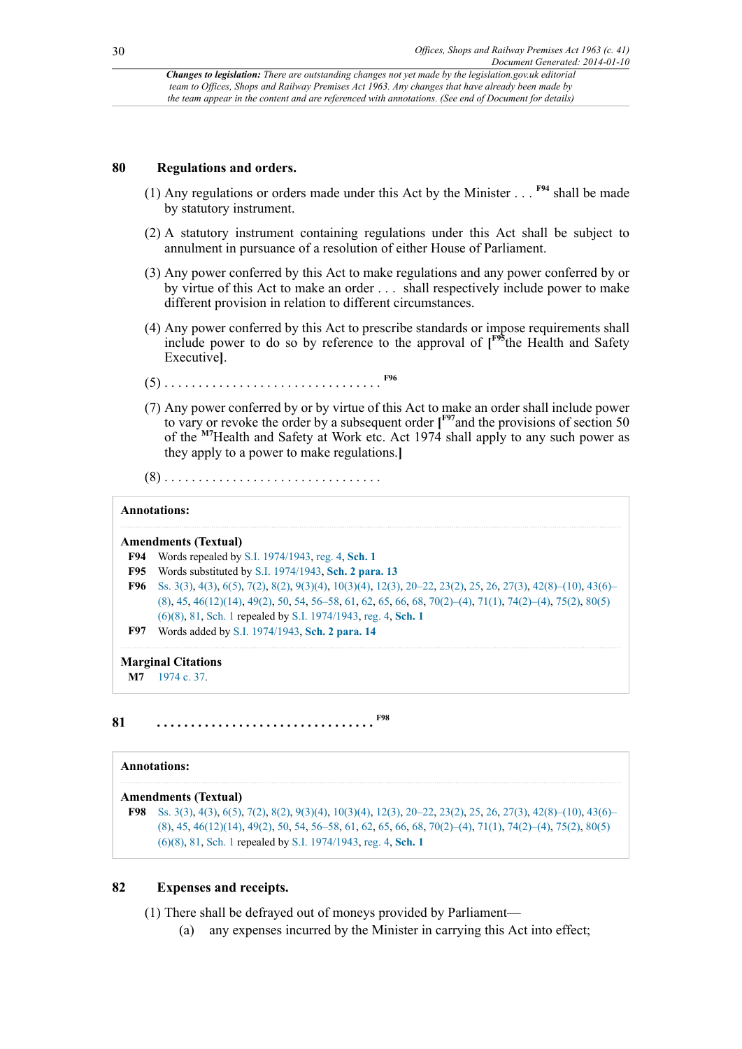*Changes to legislation: There are outstanding changes not yet made by the legislation.gov.uk editorial team to Offices, Shops and Railway Premises Act 1963. Any changes that have already been made by the team appear in the content and are referenced with annotations. (See end of Document for details)*

## 80 Regulations and orders.

(1) Any regulations or orders made under this Act by the Minister . . . [F94] shall be made by statutory instrument.

(2) A statutory instrument containing regulations under this Act shall be subject to annulment in pursuance of a resolution of either House of Parliament.

(3) Any power conferred by this Act to make regulations and any power conferred by or by virtue of this Act to make an order . . . shall respectively include power to make different provision in relation to different circumstances.

(4) Any power conferred by this Act to prescribe standards or impose requirements shall include power to do so by reference to the approval of [F95 the Health and Safety Executive].

(5) . . . . . . . . . . . . . . . . . . . . . . . . . . . . . . . [F96]

(7) Any power conferred by or by virtue of this Act to make an order shall include power to vary or revoke the order by a subsequent order [F97 and the provisions of section 50 of the M7 Health and Safety at Work etc. Act 1974 shall apply to any such power as they apply to a power to make regulations.]

(8) . . . . . . . . . . . . . . . . . . . . . . . . . . . . . . .

**Annotations:**

**Amendments (Textual)**

**F94** Words repealed by S.I. 1974/1943, reg. 4, **Sch. 1**

**F95** Words substituted by S.I. 1974/1943, **Sch. 2 para. 13**

**F96** Ss. 3(3), 4(3), 6(5), 7(2), 8(2), 9(3)(4), 10(3)(4), 12(3), 20–22, 23(2), 25, 26, 27(3), 42(8)–(10), 43(6)–(8), 45, 46(12)(14), 49(2), 50, 54, 56–58, 61, 62, 65, 66, 68, 70(2)–(4), 71(1), 74(2)–(4), 75(2), 80(5)(6)(8), 81, Sch. 1 repealed by S.I. 1974/1943, reg. 4, **Sch. 1**

**F97** Words added by S.I. 1974/1943, **Sch. 2 para. 14**

**Marginal Citations**

**M7** 1974 c. 37.

## 81 . . . . . . . . . . . . . . . . . . . . . . . . . . . . . . . [F98]

**Annotations:**

**Amendments (Textual)**

**F98** Ss. 3(3), 4(3), 6(5), 7(2), 8(2), 9(3)(4), 10(3)(4), 12(3), 20–22, 23(2), 25, 26, 27(3), 42(8)–(10), 43(6)–(8), 45, 46(12)(14), 49(2), 50, 54, 56–58, 61, 62, 65, 66, 68, 70(2)–(4), 71(1), 74(2)–(4), 75(2), 80(5)(6)(8), 81, Sch. 1 repealed by S.I. 1974/1943, reg. 4, **Sch. 1**

## 82 Expenses and receipts.

(1) There shall be defrayed out of moneys provided by Parliament—

(a) any expenses incurred by the Minister in carrying this Act into effect;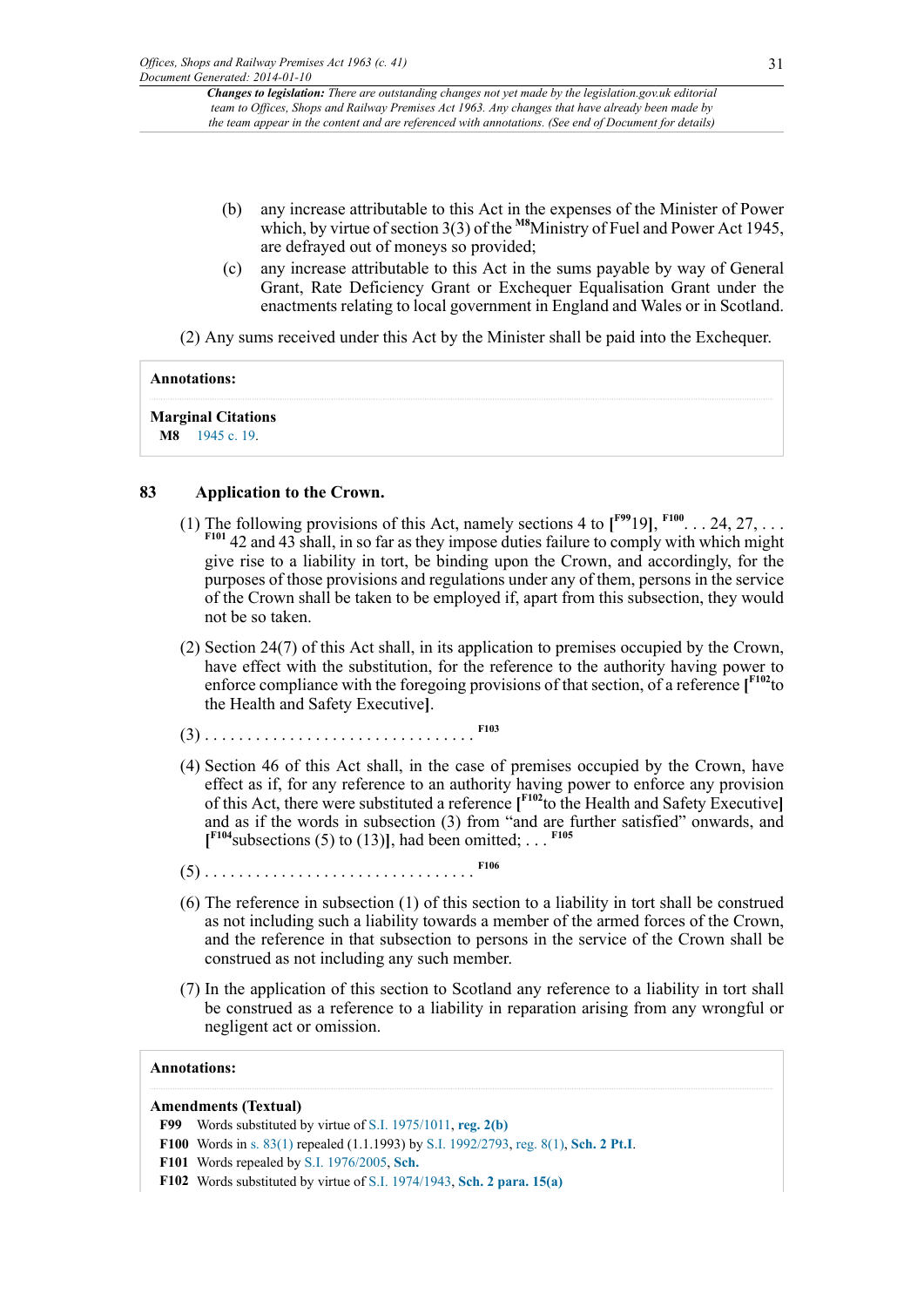*Changes to legislation: There are outstanding changes not yet made by the legislation.gov.uk editorial team to Offices, Shops and Railway Premises Act 1963. Any changes that have already been made by the team appear in the content and are referenced with annotations. (See end of Document for details)*

(b) any increase attributable to this Act in the expenses of the Minister of Power which, by virtue of section 3(3) of the [M8]Ministry of Fuel and Power Act 1945, are defrayed out of moneys so provided;

(c) any increase attributable to this Act in the sums payable by way of General Grant, Rate Deficiency Grant or Exchequer Equalisation Grant under the enactments relating to local government in England and Wales or in Scotland.

(2) Any sums received under this Act by the Minister shall be paid into the Exchequer.

**Annotations:**

**Marginal Citations**

**M8** 1945 c. 19.

## 83 Application to the Crown.

(1) The following provisions of this Act, namely sections 4 to [[F99]19], [F100]. . . 24, 27, . . . [F101] 42 and 43 shall, in so far as they impose duties failure to comply with which might give rise to a liability in tort, be binding upon the Crown, and accordingly, for the purposes of those provisions and regulations under any of them, persons in the service of the Crown shall be taken to be employed if, apart from this subsection, they would not be so taken.

(2) Section 24(7) of this Act shall, in its application to premises occupied by the Crown, have effect with the substitution, for the reference to the authority having power to enforce compliance with the foregoing provisions of that section, of a reference [[F102]to the Health and Safety Executive].

(3) . . . . . . . . . . . . . . . . . . . . . . . . . . . . . . . [F103]

(4) Section 46 of this Act shall, in the case of premises occupied by the Crown, have effect as if, for any reference to an authority having power to enforce any provision of this Act, there were substituted a reference [[F102]to the Health and Safety Executive] and as if the words in subsection (3) from "and are further satisfied" onwards, and [[F104]subsections (5) to (13)], had been omitted; . . . [F105]

(5) . . . . . . . . . . . . . . . . . . . . . . . . . . . . . . . [F106]

(6) The reference in subsection (1) of this section to a liability in tort shall be construed as not including such a liability towards a member of the armed forces of the Crown, and the reference in that subsection to persons in the service of the Crown shall be construed as not including any such member.

(7) In the application of this section to Scotland any reference to a liability in tort shall be construed as a reference to a liability in reparation arising from any wrongful or negligent act or omission.

**Annotations:**

**Amendments (Textual)**

**F99** Words substituted by virtue of S.I. 1975/1011, **reg. 2(b)**

**F100** Words in s. 83(1) repealed (1.1.1993) by S.I. 1992/2793, reg. 8(1), **Sch. 2 Pt.I**.

**F101** Words repealed by S.I. 1976/2005, **Sch.**

**F102** Words substituted by virtue of S.I. 1974/1943, **Sch. 2 para. 15(a)**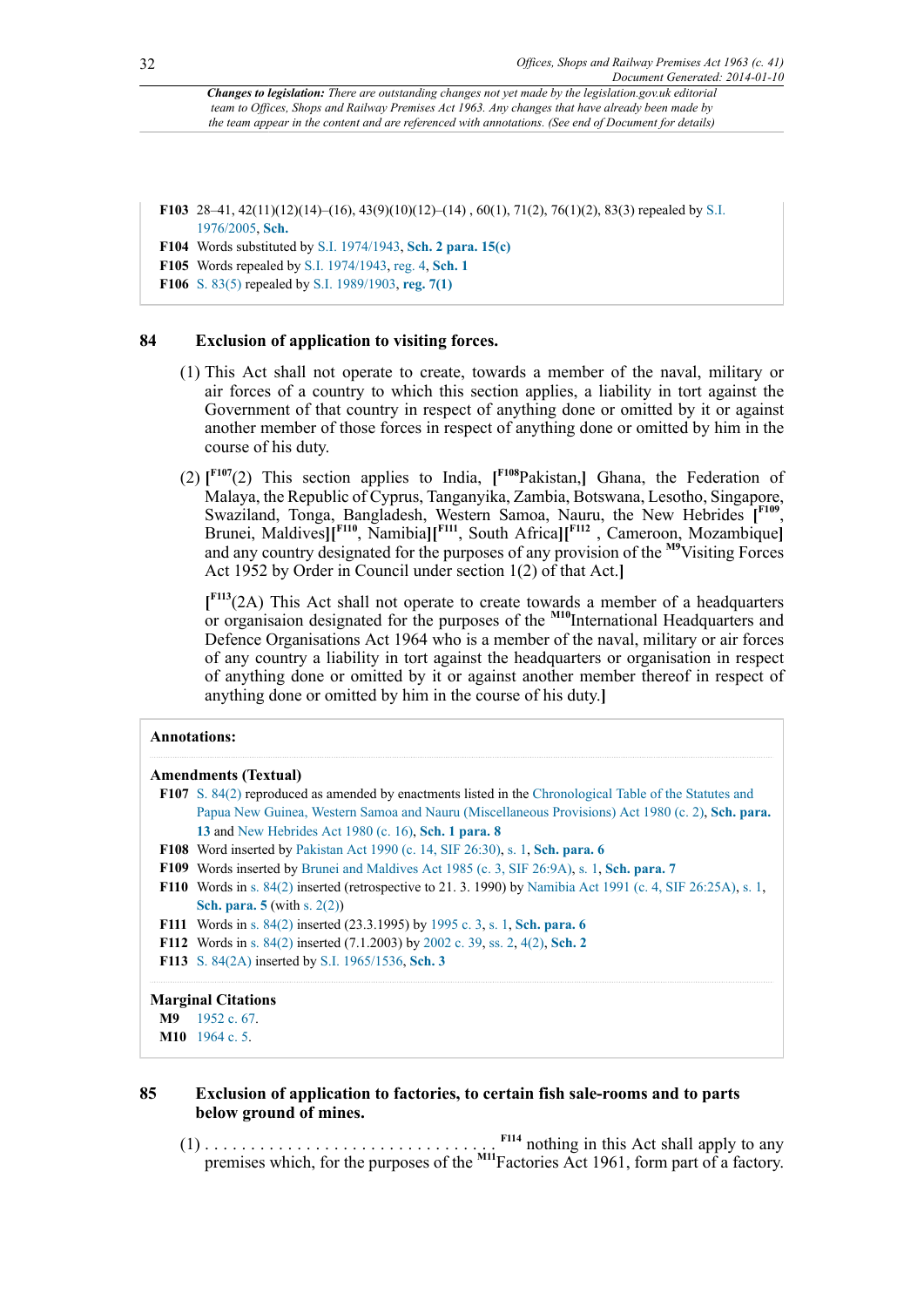**F103** 28–41, 42(11)(12)(14)–(16), 43(9)(10)(12)–(14) , 60(1), 71(2), 76(1)(2), 83(3) repealed by S.I. 1976/2005, **Sch.**

**F104** Words substituted by S.I. 1974/1943, **Sch. 2 para. 15(c)**

**F105** Words repealed by S.I. 1974/1943, reg. 4, **Sch. 1**

**F106** S. 83(5) repealed by S.I. 1989/1903, **reg. 7(1)**

## 84 Exclusion of application to visiting forces.

(1) This Act shall not operate to create, towards a member of the naval, military or air forces of a country to which this section applies, a liability in tort against the Government of that country in respect of anything done or omitted by it or against another member of those forces in respect of anything done or omitted by him in the course of his duty.

(2) [F107(2) This section applies to India, [F108Pakistan,] Ghana, the Federation of Malaya, the Republic of Cyprus, Tanganyika, Zambia, Botswana, Lesotho, Singapore, Swaziland, Tonga, Bangladesh, Western Samoa, Nauru, the New Hebrides [F109, Brunei, Maldives][F110, Namibia][F111, South Africa][F112 , Cameroon, Mozambique] and any country designated for the purposes of any provision of the M9Visiting Forces Act 1952 by Order in Council under section 1(2) of that Act.]

[F113(2A) This Act shall not operate to create towards a member of a headquarters or organisaion designated for the purposes of the M10International Headquarters and Defence Organisations Act 1964 who is a member of the naval, military or air forces of any country a liability in tort against the headquarters or organisation in respect of anything done or omitted by it or against another member thereof in respect of anything done or omitted by him in the course of his duty.]

**Annotations:**

**Amendments (Textual)**

**F107** S. 84(2) reproduced as amended by enactments listed in the Chronological Table of the Statutes and Papua New Guinea, Western Samoa and Nauru (Miscellaneous Provisions) Act 1980 (c. 2), **Sch. para. 13** and New Hebrides Act 1980 (c. 16), **Sch. 1 para. 8**

**F108** Word inserted by Pakistan Act 1990 (c. 14, SIF 26:30), s. 1, **Sch. para. 6**

**F109** Words inserted by Brunei and Maldives Act 1985 (c. 3, SIF 26:9A), s. 1, **Sch. para. 7**

**F110** Words in s. 84(2) inserted (retrospective to 21. 3. 1990) by Namibia Act 1991 (c. 4, SIF 26:25A), s. 1, **Sch. para. 5** (with s. 2(2))

**F111** Words in s. 84(2) inserted (23.3.1995) by 1995 c. 3, s. 1, **Sch. para. 6**

**F112** Words in s. 84(2) inserted (7.1.2003) by 2002 c. 39, ss. 2, 4(2), **Sch. 2**

**F113** S. 84(2A) inserted by S.I. 1965/1536, **Sch. 3**

**Marginal Citations**

**M9** 1952 c. 67.

**M10** 1964 c. 5.

## 85 Exclusion of application to factories, to certain fish sale-rooms and to parts below ground of mines.

(1) . . . . . . . . . . . . . . . . . . . . . . . . . . . . . . . F114 nothing in this Act shall apply to any premises which, for the purposes of the M11Factories Act 1961, form part of a factory.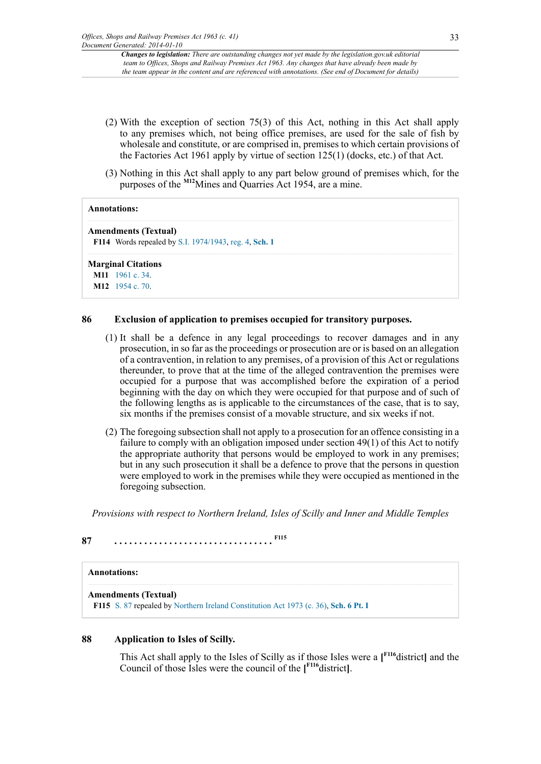(2) With the exception of section 75(3) of this Act, nothing in this Act shall apply to any premises which, not being office premises, are used for the sale of fish by wholesale and constitute, or are comprised in, premises to which certain provisions of the Factories Act 1961 apply by virtue of section 125(1) (docks, etc.) of that Act.

(3) Nothing in this Act shall apply to any part below ground of premises which, for the purposes of the [M12]Mines and Quarries Act 1954, are a mine.

**Annotations:**

**Amendments (Textual)**

**F114** Words repealed by S.I. 1974/1943, reg. 4, **Sch. 1**

**Marginal Citations**

**M11** 1961 c. 34.

**M12** 1954 c. 70.

## 86 Exclusion of application to premises occupied for transitory purposes.

(1) It shall be a defence in any legal proceedings to recover damages and in any prosecution, in so far as the proceedings or prosecution are or is based on an allegation of a contravention, in relation to any premises, of a provision of this Act or regulations thereunder, to prove that at the time of the alleged contravention the premises were occupied for a purpose that was accomplished before the expiration of a period beginning with the day on which they were occupied for that purpose and of such of the following lengths as is applicable to the circumstances of the case, that is to say, six months if the premises consist of a movable structure, and six weeks if not.

(2) The foregoing subsection shall not apply to a prosecution for an offence consisting in a failure to comply with an obligation imposed under section 49(1) of this Act to notify the appropriate authority that persons would be employed to work in any premises; but in any such prosecution it shall be a defence to prove that the persons in question were employed to work in the premises while they were occupied as mentioned in the foregoing subsection.

*Provisions with respect to Northern Ireland, Isles of Scilly and Inner and Middle Temples*

## 87 . . . . . . . . . . . . . . . . . . . . . . . . . . . . . . . [F115]

**Annotations:**

**Amendments (Textual)**

**F115** S. 87 repealed by Northern Ireland Constitution Act 1973 (c. 36), **Sch. 6 Pt. I**

## 88 Application to Isles of Scilly.

This Act shall apply to the Isles of Scilly as if those Isles were a [[F116]district] and the Council of those Isles were the council of the [[F116]district].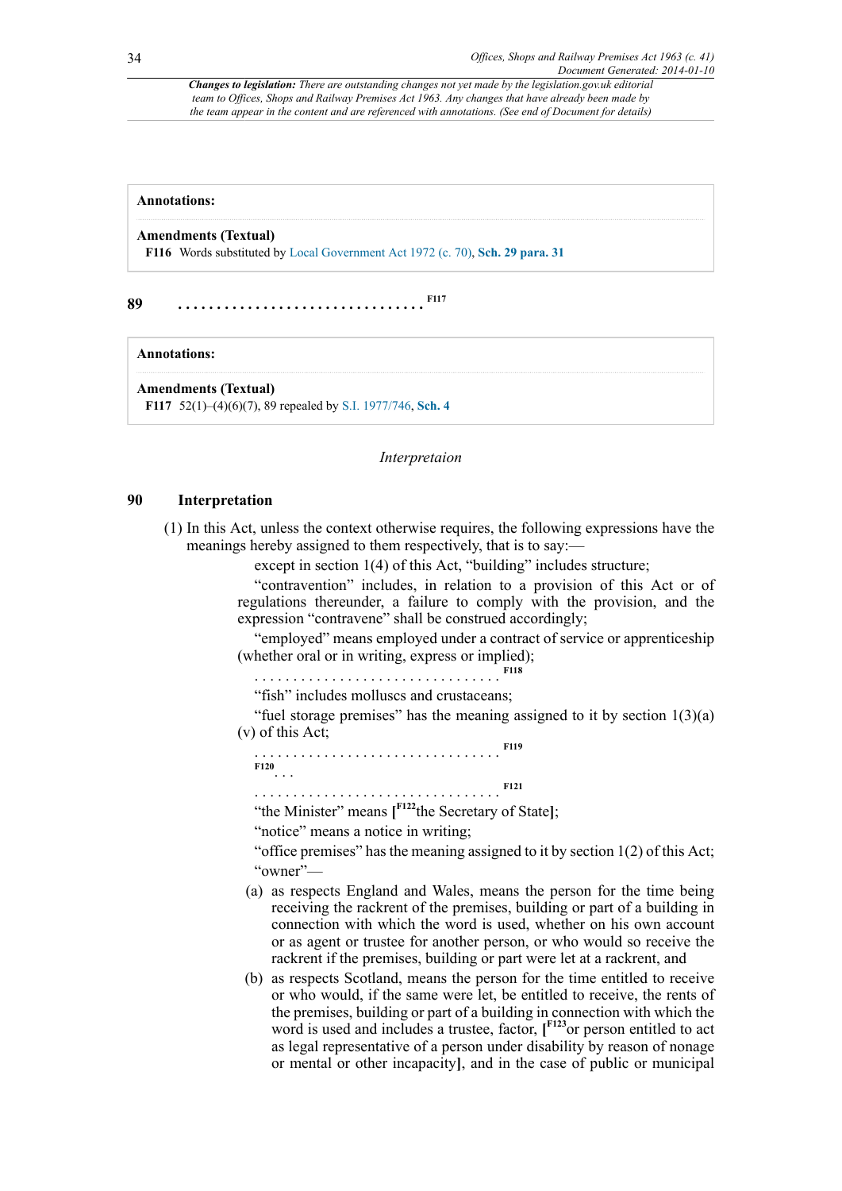*Changes to legislation: There are outstanding changes not yet made by the legislation.gov.uk editorial team to Offices, Shops and Railway Premises Act 1963. Any changes that have already been made by the team appear in the content and are referenced with annotations. (See end of Document for details)*

**Annotations:**

**Amendments (Textual)**

**F116** Words substituted by Local Government Act 1972 (c. 70), **Sch. 29 para. 31**

**89** . . . . . . . . . . . . . . . . . . . . . . . . . . . . . . . [F117]

**Annotations:**

**Amendments (Textual)**

**F117** 52(1)–(4)(6)(7), 89 repealed by S.I. 1977/746, **Sch. 4**

*Interpretaion*

## 90 Interpretation

(1) In this Act, unless the context otherwise requires, the following expressions have the meanings hereby assigned to them respectively, that is to say:—

except in section 1(4) of this Act, "building" includes structure;

"contravention" includes, in relation to a provision of this Act or of regulations thereunder, a failure to comply with the provision, and the expression "contravene" shall be construed accordingly;

"employed" means employed under a contract of service or apprenticeship (whether oral or in writing, express or implied);

. . . . . . . . . . . . . . . . . . . . . . . . . . . . . . . [F118]

"fish" includes molluscs and crustaceans;

"fuel storage premises" has the meaning assigned to it by section 1(3)(a)(v) of this Act;

. . . . . . . . . . . . . . . . . . . . . . . . . . . . . . . [F119]

[F120] . . .

. . . . . . . . . . . . . . . . . . . . . . . . . . . . . . . [F121]

"the Minister" means [[F122]the Secretary of State];

"notice" means a notice in writing;

"office premises" has the meaning assigned to it by section 1(2) of this Act;

"owner"—

(a) as respects England and Wales, means the person for the time being receiving the rackrent of the premises, building or part of a building in connection with which the word is used, whether on his own account or as agent or trustee for another person, or who would so receive the rackrent if the premises, building or part were let at a rackrent, and

(b) as respects Scotland, means the person for the time entitled to receive or who would, if the same were let, be entitled to receive, the rents of the premises, building or part of a building in connection with which the word is used and includes a trustee, factor, [[F123]or person entitled to act as legal representative of a person under disability by reason of nonage or mental or other incapacity], and in the case of public or municipal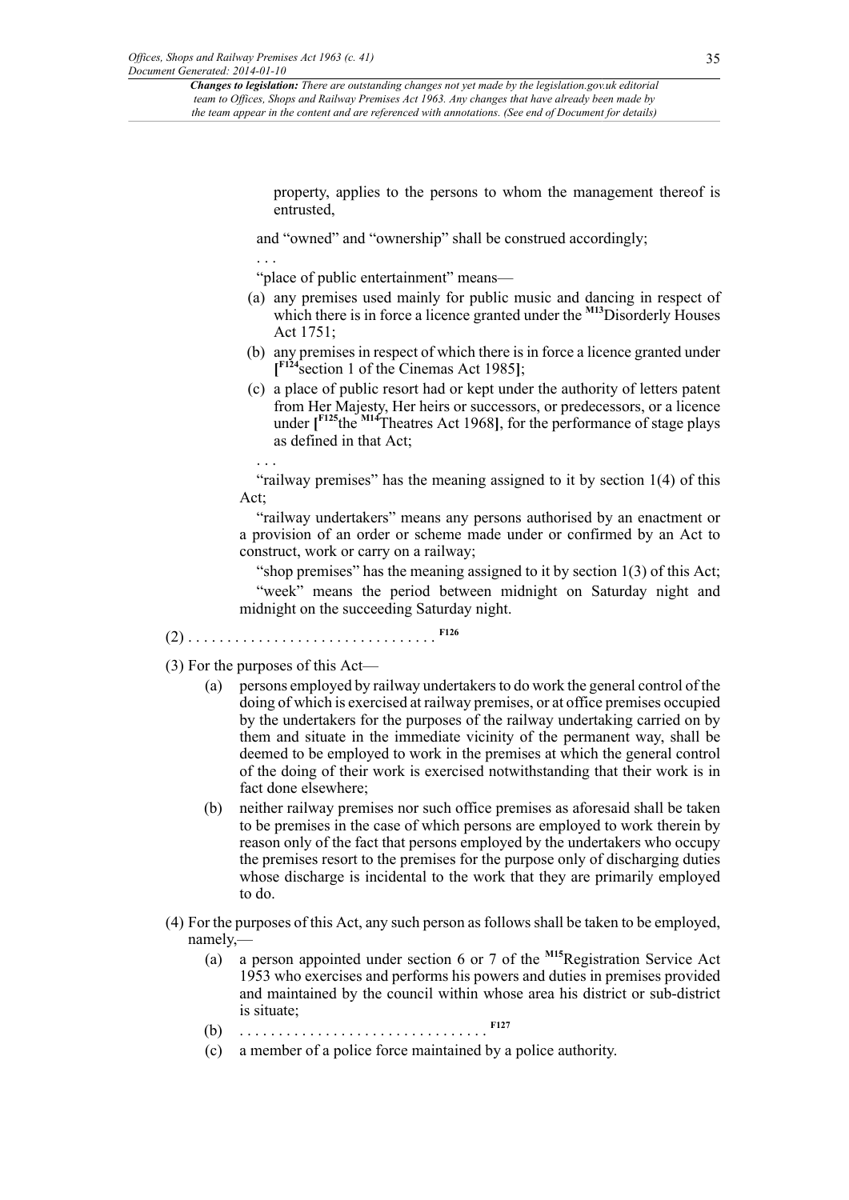property, applies to the persons to whom the management thereof is entrusted,

and "owned" and "ownership" shall be construed accordingly;

. . .

"place of public entertainment" means—

(a) any premises used mainly for public music and dancing in respect of which there is in force a licence granted under the [M13]Disorderly Houses Act 1751;

(b) any premises in respect of which there is in force a licence granted under [[F124]section 1 of the Cinemas Act 1985];

(c) a place of public resort had or kept under the authority of letters patent from Her Majesty, Her heirs or successors, or predecessors, or a licence under [[F125]the [M14]Theatres Act 1968], for the performance of stage plays as defined in that Act;

. . .

"railway premises" has the meaning assigned to it by section 1(4) of this Act;

"railway undertakers" means any persons authorised by an enactment or a provision of an order or scheme made under or confirmed by an Act to construct, work or carry on a railway;

"shop premises" has the meaning assigned to it by section 1(3) of this Act;

"week" means the period between midnight on Saturday night and midnight on the succeeding Saturday night.

(2) . . . . . . . . . . . . . . . . . . . . . . . . . . . . . . . [F126]

(3) For the purposes of this Act—

(a) persons employed by railway undertakers to do work the general control of the doing of which is exercised at railway premises, or at office premises occupied by the undertakers for the purposes of the railway undertaking carried on by them and situate in the immediate vicinity of the permanent way, shall be deemed to be employed to work in the premises at which the general control of the doing of their work is exercised notwithstanding that their work is in fact done elsewhere;

(b) neither railway premises nor such office premises as aforesaid shall be taken to be premises in the case of which persons are employed to work therein by reason only of the fact that persons employed by the undertakers who occupy the premises resort to the premises for the purpose only of discharging duties whose discharge is incidental to the work that they are primarily employed to do.

(4) For the purposes of this Act, any such person as follows shall be taken to be employed, namely,—

(a) a person appointed under section 6 or 7 of the [M15]Registration Service Act 1953 who exercises and performs his powers and duties in premises provided and maintained by the council within whose area his district or sub-district is situate;

(b) . . . . . . . . . . . . . . . . . . . . . . . . . . . . . . . [F127]

(c) a member of a police force maintained by a police authority.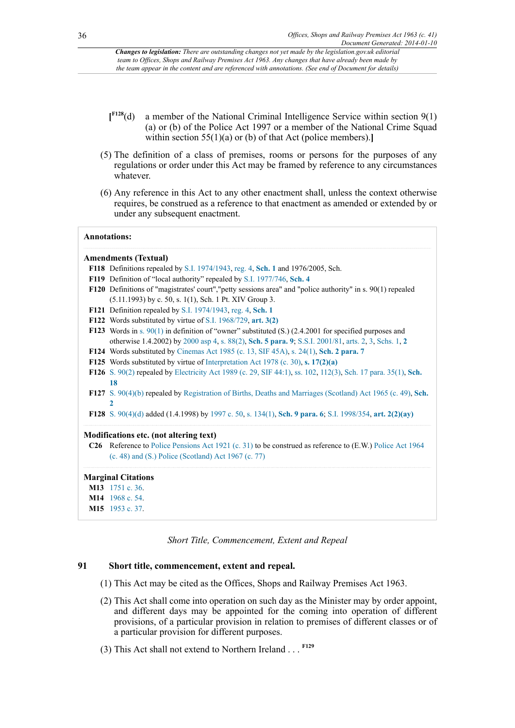*Changes to legislation: There are outstanding changes not yet made by the legislation.gov.uk editorial team to Offices, Shops and Railway Premises Act 1963. Any changes that have already been made by the team appear in the content and are referenced with annotations. (See end of Document for details)*

[F128(d) a member of the National Criminal Intelligence Service within section 9(1) (a) or (b) of the Police Act 1997 or a member of the National Crime Squad within section 55(1)(a) or (b) of that Act (police members).]

(5) The definition of a class of premises, rooms or persons for the purposes of any regulations or order under this Act may be framed by reference to any circumstances whatever.

(6) Any reference in this Act to any other enactment shall, unless the context otherwise requires, be construed as a reference to that enactment as amended or extended by or under any subsequent enactment.

**Annotations:**

**Amendments (Textual)**

**F118** Definitions repealed by S.I. 1974/1943, reg. 4, **Sch. 1** and 1976/2005, Sch.

**F119** Definition of "local authority" repealed by S.I. 1977/746, **Sch. 4**

**F120** Definitions of "magistrates' court","petty sessions area" and "police authority" in s. 90(1) repealed (5.11.1993) by c. 50, s. 1(1), Sch. 1 Pt. XIV Group 3.

**F121** Definition repealed by S.I. 1974/1943, reg. 4, **Sch. 1**

**F122** Words substituted by virtue of S.I. 1968/729, **art. 3(2)**

**F123** Words in s. 90(1) in definition of "owner" substituted (S.) (2.4.2001 for specified purposes and otherwise 1.4.2002) by 2000 asp 4, s. 88(2), **Sch. 5 para. 9**; S.S.I. 2001/81, arts. 2, 3, Schs. 1, **2**

**F124** Words substituted by Cinemas Act 1985 (c. 13, SIF 45A), s. 24(1), **Sch. 2 para. 7**

**F125** Words substituted by virtue of Interpretation Act 1978 (c. 30), **s. 17(2)(a)**

**F126** S. 90(2) repealed by Electricity Act 1989 (c. 29, SIF 44:1), ss. 102, 112(3), Sch. 17 para. 35(1), **Sch. 18**

**F127** S. 90(4)(b) repealed by Registration of Births, Deaths and Marriages (Scotland) Act 1965 (c. 49), **Sch. 2**

**F128** S. 90(4)(d) added (1.4.1998) by 1997 c. 50, s. 134(1), **Sch. 9 para. 6**; S.I. 1998/354, **art. 2(2)(ay)**

**Modifications etc. (not altering text)**

**C26** Reference to Police Pensions Act 1921 (c. 31) to be construed as reference to (E.W.) Police Act 1964 (c. 48) and (S.) Police (Scotland) Act 1967 (c. 77)

**Marginal Citations**

**M13** 1751 c. 36.

**M14** 1968 c. 54.

**M15** 1953 c. 37.

*Short Title, Commencement, Extent and Repeal*

## 91 Short title, commencement, extent and repeal.

(1) This Act may be cited as the Offices, Shops and Railway Premises Act 1963.

(2) This Act shall come into operation on such day as the Minister may by order appoint, and different days may be appointed for the coming into operation of different provisions, of a particular provision in relation to premises of different classes or of a particular provision for different purposes.

(3) This Act shall not extend to Northern Ireland . . . F129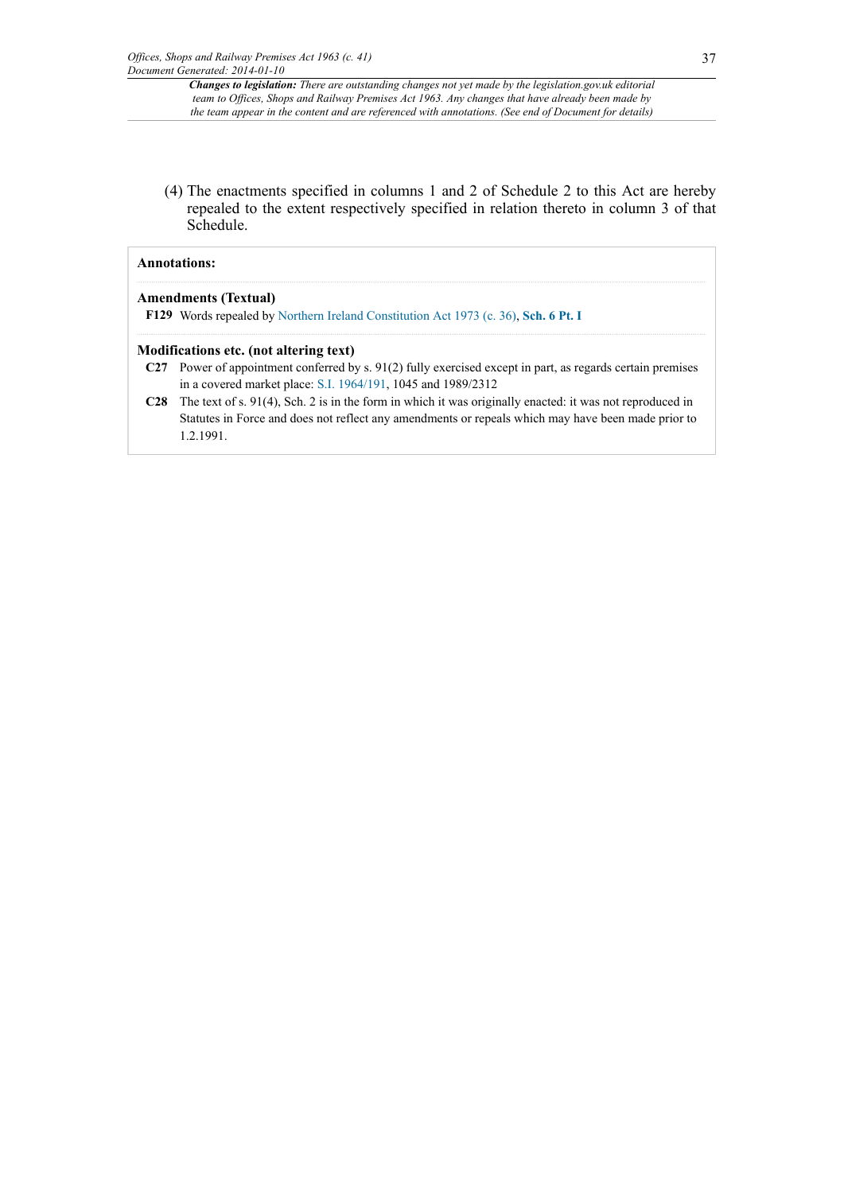*Changes to legislation:* *There are outstanding changes not yet made by the legislation.gov.uk editorial team to Offices, Shops and Railway Premises Act 1963. Any changes that have already been made by the team appear in the content and are referenced with annotations. (See end of Document for details)*

(4) The enactments specified in columns 1 and 2 of Schedule 2 to this Act are hereby repealed to the extent respectively specified in relation thereto in column 3 of that Schedule.

**Annotations:**

**Amendments (Textual)**

**F129** Words repealed by Northern Ireland Constitution Act 1973 (c. 36), **Sch. 6 Pt. I**

**Modifications etc. (not altering text)**

**C27** Power of appointment conferred by s. 91(2) fully exercised except in part, as regards certain premises in a covered market place: S.I. 1964/191, 1045 and 1989/2312

**C28** The text of s. 91(4), Sch. 2 is in the form in which it was originally enacted: it was not reproduced in Statutes in Force and does not reflect any amendments or repeals which may have been made prior to 1.2.1991.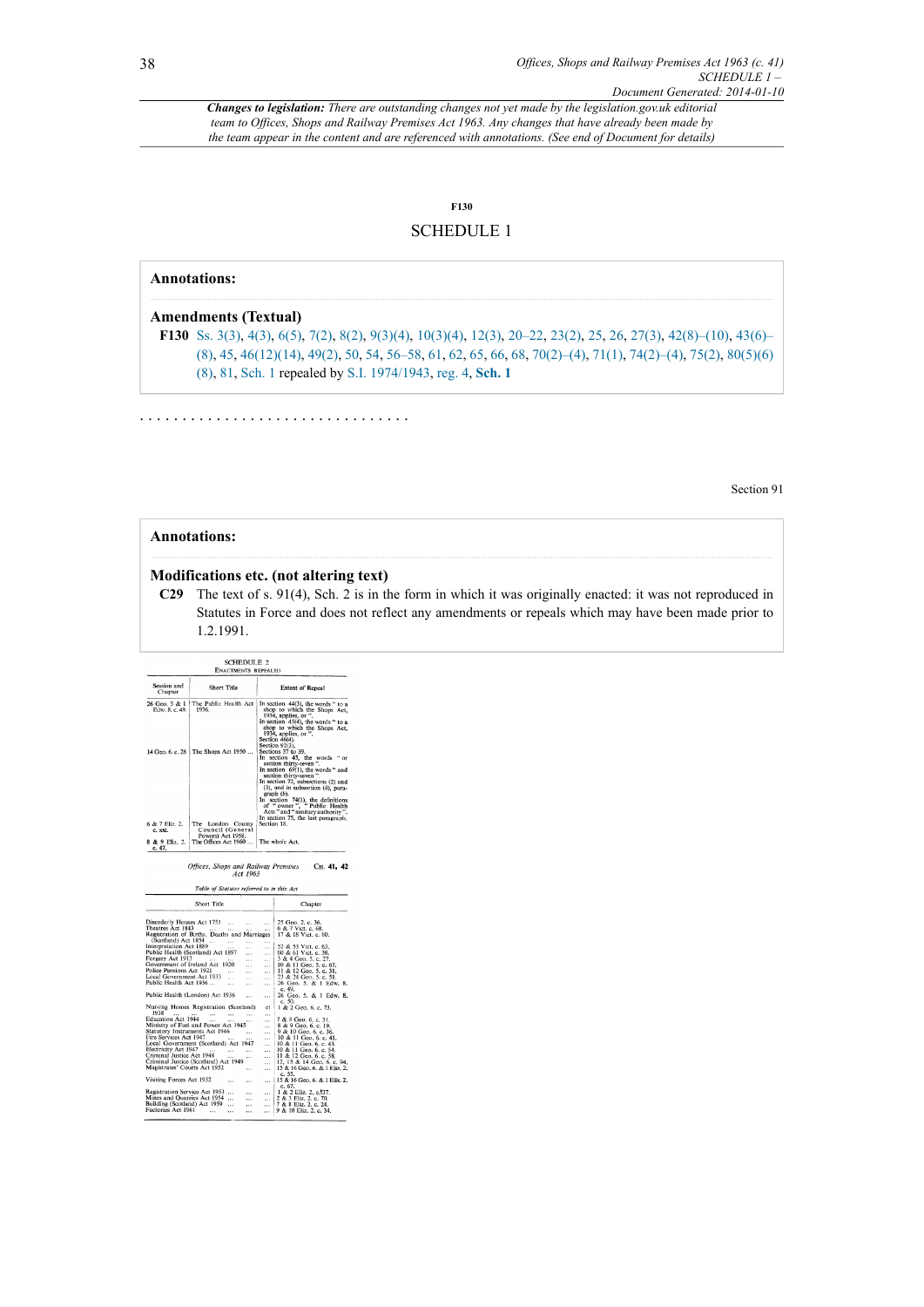*Changes to legislation: There are outstanding changes not yet made by the legislation.gov.uk editorial team to Offices, Shops and Railway Premises Act 1963. Any changes that have already been made by the team appear in the content and are referenced with annotations. (See end of Document for details)*

**F130**

## SCHEDULE 1

### Annotations:

#### Amendments (Textual)

**F130** Ss. 3(3), 4(3), 6(5), 7(2), 8(2), 9(3)(4), 10(3)(4), 12(3), 20–22, 23(2), 25, 26, 27(3), 42(8)–(10), 43(6)–(8), 45, 46(12)(14), 49(2), 50, 54, 56–58, 61, 62, 65, 66, 68, 70(2)–(4), 71(1), 74(2)–(4), 75(2), 80(5)(6)(8), 81, Sch. 1 repealed by S.I. 1974/1943, reg. 4, **Sch. 1**

. . . . . . . . . . . . . . . . . . . . . . . . . . . . . . .

Section 91

### Annotations:

#### Modifications etc. (not altering text)

**C29** The text of s. 91(4), Sch. 2 is in the form in which it was originally enacted: it was not reproduced in Statutes in Force and does not reflect any amendments or repeals which may have been made prior to 1.2.1991.

## SCHEDULE 2

ENACTMENTS REPEALED

| Session and Chapter | Short Title | Extent of Repeal |
|---|---|---|
| 26 Geo. 5 & 1 Edw. 8. c. 49. | The Public Health Act 1936. | In section 44(3), the words "to a shop to which the Shops Act, 1934, applies, or". In section 45(4), the words "to a shop to which the Shops Act, 1934, applies, or". Section 46(4). Section 92(3). |
| 14 Geo. 6. c. 28 | The Shops Act 1950 ... | Sections 37 to 39. In section 45, the words "or section thirty-seven". In section 69(1), the words "and section thirty-seven". In section 72, subsections (2) and (3), and in subsection (4), paragraph (b). In section 74(1), the definitions of "owner", "Public Health Acts" and "sanitary authority". In section 75, the last paragraph. |
| 6 & 7 Eliz. 2. c. xxi. | The London County Council (General Powers) Act 1958. | Section 18. |
| 8 & 9 Eliz. 2. c. 47. | The Offices Act 1960 ... | The whole Act. |

Offices, Shops and Railway Premises Act 1963 — CH. 41, 42

*Table of Statutes referred to in this Act*

| Short Title | Chapter |
|---|---|
| Disorderly Houses Act 1751 | 25 Geo. 2. c. 36. |
| Theatres Act 1843 | 6 & 7 Vict. c. 68. |
| Registration of Births, Deaths and Marriages (Scotland) Act 1854 | 17 & 18 Vict. c. 80. |
| Interpretation Act 1889 | 52 & 53 Vict. c. 63. |
| Public Health (Scotland) Act 1897 | 60 & 61 Vict. c. 38. |
| Forgery Act 1913 | 3 & 4 Geo. 5. c. 27. |
| Government of Ireland Act 1920 | 10 & 11 Geo. 5. c. 67. |
| Police Pensions Act 1921 | 11 & 12 Geo. 5. c. 31. |
| Local Government Act 1933 | 23 & 24 Geo. 5. c. 51. |
| Public Health Act 1936 | 26 Geo. 5. & 1 Edw. 8. c. 49. |
| Public Health (London) Act 1936 | 26 Geo. 5. & 1 Edw. 8. c. 50. |
| Nursing Homes Registration (Scotland) Act 1938 | 1 & 2 Geo. 6. c. 73. |
| Education Act 1944 | 7 & 8 Geo. 6. c. 31. |
| Ministry of Fuel and Power Act 1945 | 8 & 9 Geo. 6. c. 19. |
| Statutory Instruments Act 1946 | 9 & 10 Geo. 6. c. 36. |
| Fire Services Act 1947 | 10 & 11 Geo. 6. c. 41. |
| Local Government (Scotland) Act 1947 | 10 & 11 Geo. 6. c. 43. |
| Electricity Act 1947 | 10 & 11 Geo. 6. c. 54. |
| Criminal Justice Act 1948 | 11 & 12 Geo. 6. c. 58. |
| Criminal Justice (Scotland) Act 1949 | 12, 13 & 14 Geo. 6. c. 94. |
| Magistrates' Courts Act 1952 | 15 & 16 Geo. 6. & 1 Eliz. 2. c. 55. |
| Visiting Forces Act 1952 | 15 & 16 Geo. 6. & 1 Eliz. 2. c. 67. |
| Registration Service Act 1953 | 1 & 2 Eliz. 2. c. 37. |
| Mines and Quarries Act 1954 | 2 & 3 Eliz. 2. c. 70. |
| Building (Scotland) Act 1959 | 7 & 8 Eliz. 2. c. 24. |
| Factories Act 1961 | 9 & 10 Eliz. 2. c. 34. |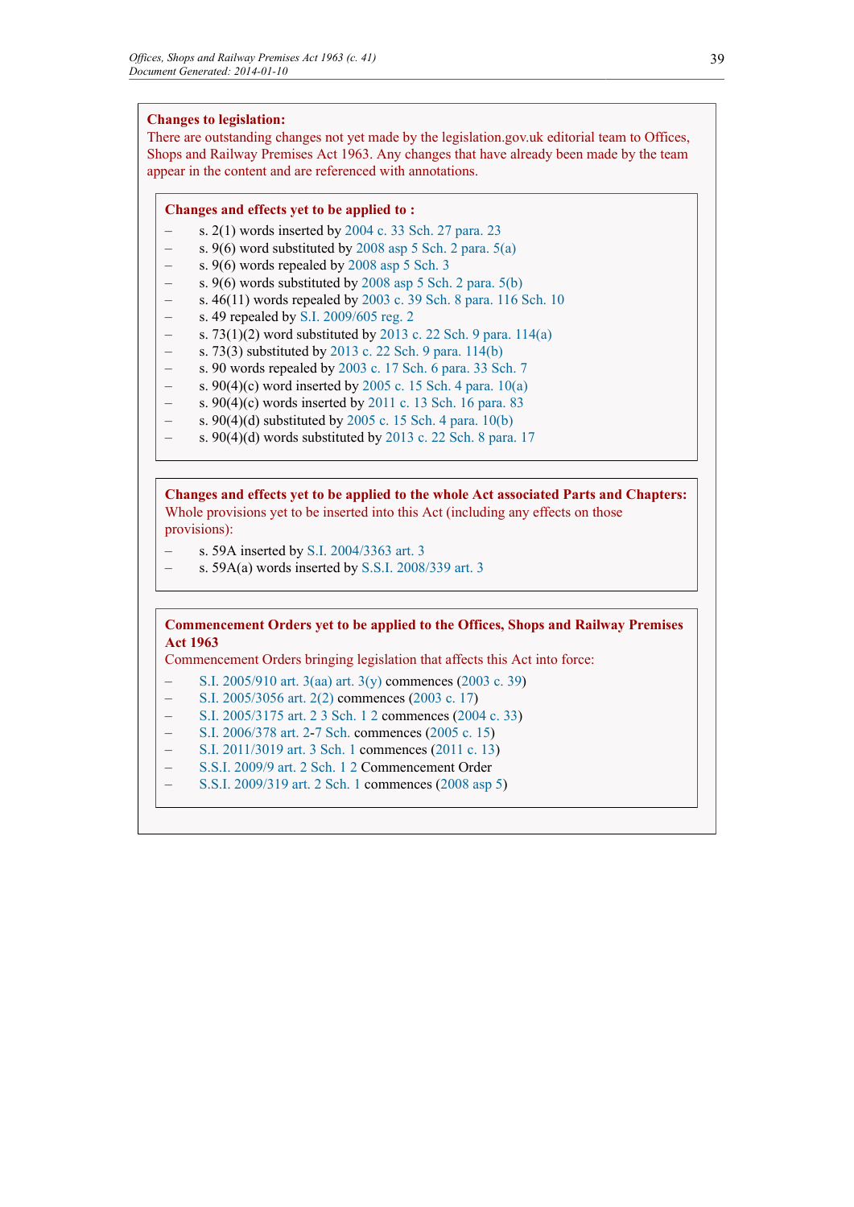**Changes to legislation:**

There are outstanding changes not yet made by the legislation.gov.uk editorial team to Offices, Shops and Railway Premises Act 1963. Any changes that have already been made by the team appear in the content and are referenced with annotations.

**Changes and effects yet to be applied to :**

- s. 2(1) words inserted by 2004 c. 33 Sch. 27 para. 23
- s. 9(6) word substituted by 2008 asp 5 Sch. 2 para. 5(a)
- s. 9(6) words repealed by 2008 asp 5 Sch. 3
- s. 9(6) words substituted by 2008 asp 5 Sch. 2 para. 5(b)
- s. 46(11) words repealed by 2003 c. 39 Sch. 8 para. 116 Sch. 10
- s. 49 repealed by S.I. 2009/605 reg. 2
- s. 73(1)(2) word substituted by 2013 c. 22 Sch. 9 para. 114(a)
- s. 73(3) substituted by 2013 c. 22 Sch. 9 para. 114(b)
- s. 90 words repealed by 2003 c. 17 Sch. 6 para. 33 Sch. 7
- s. 90(4)(c) word inserted by 2005 c. 15 Sch. 4 para. 10(a)
- s. 90(4)(c) words inserted by 2011 c. 13 Sch. 16 para. 83
- s. 90(4)(d) substituted by 2005 c. 15 Sch. 4 para. 10(b)
- s. 90(4)(d) words substituted by 2013 c. 22 Sch. 8 para. 17

**Changes and effects yet to be applied to the whole Act associated Parts and Chapters:**

Whole provisions yet to be inserted into this Act (including any effects on those provisions):

- s. 59A inserted by S.I. 2004/3363 art. 3
- s. 59A(a) words inserted by S.S.I. 2008/339 art. 3

**Commencement Orders yet to be applied to the Offices, Shops and Railway Premises Act 1963**

Commencement Orders bringing legislation that affects this Act into force:

- S.I. 2005/910 art. 3(aa) art. 3(y) commences (2003 c. 39)
- S.I. 2005/3056 art. 2(2) commences (2003 c. 17)
- S.I. 2005/3175 art. 2 3 Sch. 1 2 commences (2004 c. 33)
- S.I. 2006/378 art. 2-7 Sch. commences (2005 c. 15)
- S.I. 2011/3019 art. 3 Sch. 1 commences (2011 c. 13)
- S.S.I. 2009/9 art. 2 Sch. 1 2 Commencement Order
- S.S.I. 2009/319 art. 2 Sch. 1 commences (2008 asp 5)